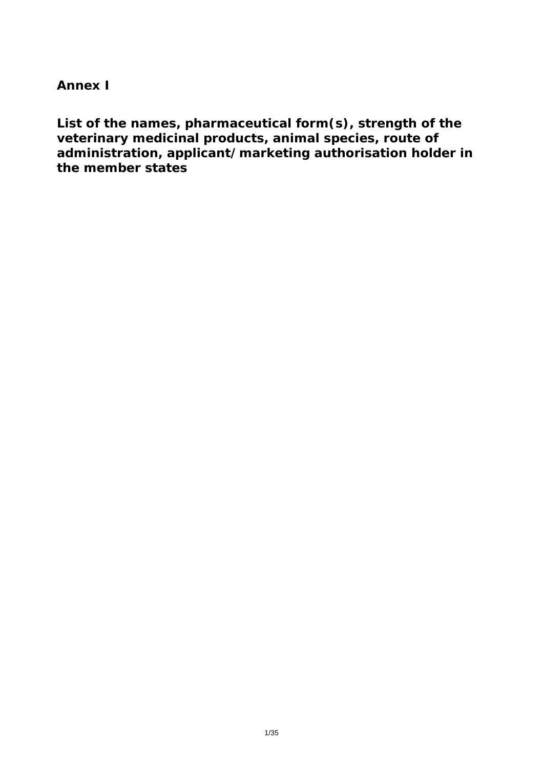# Annex I

## List of the names, pharmaceutical form(s), strength of the veterinary medicinal products, animal species, route of administration, applicant/marketing authorisation holder in the member states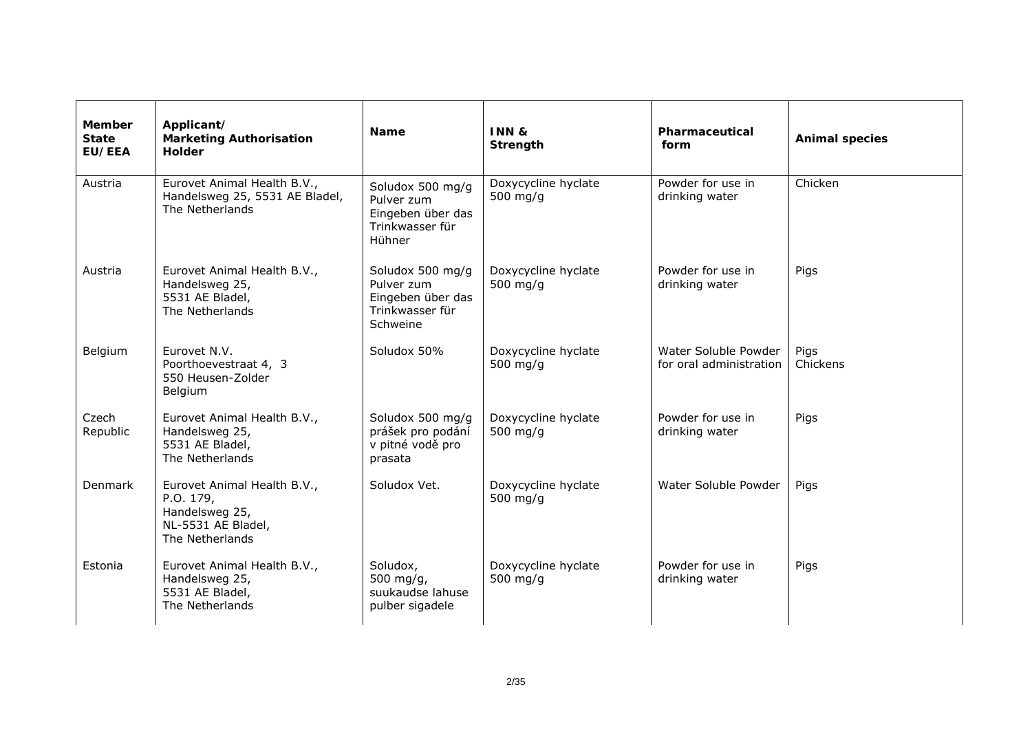| Member State EU/EEA | Applicant/ Marketing Authorisation Holder | Name | INN & Strength | Pharmaceutical form | Animal species |
|---|---|---|---|---|---|
| Austria | Eurovet Animal Health B.V., Handelsweg 25, 5531 AE Bladel, The Netherlands | Soludox 500 mg/g Pulver zum Eingeben über das Trinkwasser für Hühner | Doxycycline hyclate 500 mg/g | Powder for use in drinking water | Chicken |
| Austria | Eurovet Animal Health B.V., Handelsweg 25, 5531 AE Bladel, The Netherlands | Soludox 500 mg/g Pulver zum Eingeben über das Trinkwasser für Schweine | Doxycycline hyclate 500 mg/g | Powder for use in drinking water | Pigs |
| Belgium | Eurovet N.V. Poorthoevestraat 4, 3 550 Heusen-Zolder Belgium | Soludox 50% | Doxycycline hyclate 500 mg/g | Water Soluble Powder for oral administration | Pigs Chickens |
| Czech Republic | Eurovet Animal Health B.V., Handelsweg 25, 5531 AE Bladel, The Netherlands | Soludox 500 mg/g prášek pro podání v pitné vodě pro prasata | Doxycycline hyclate 500 mg/g | Powder for use in drinking water | Pigs |
| Denmark | Eurovet Animal Health B.V., P.O. 179, Handelsweg 25, NL-5531 AE Bladel, The Netherlands | Soludox Vet. | Doxycycline hyclate 500 mg/g | Water Soluble Powder | Pigs |
| Estonia | Eurovet Animal Health B.V., Handelsweg 25, 5531 AE Bladel, The Netherlands | Soludox, 500 mg/g, suukaudse lahuse pulber sigadele | Doxycycline hyclate 500 mg/g | Powder for use in drinking water | Pigs |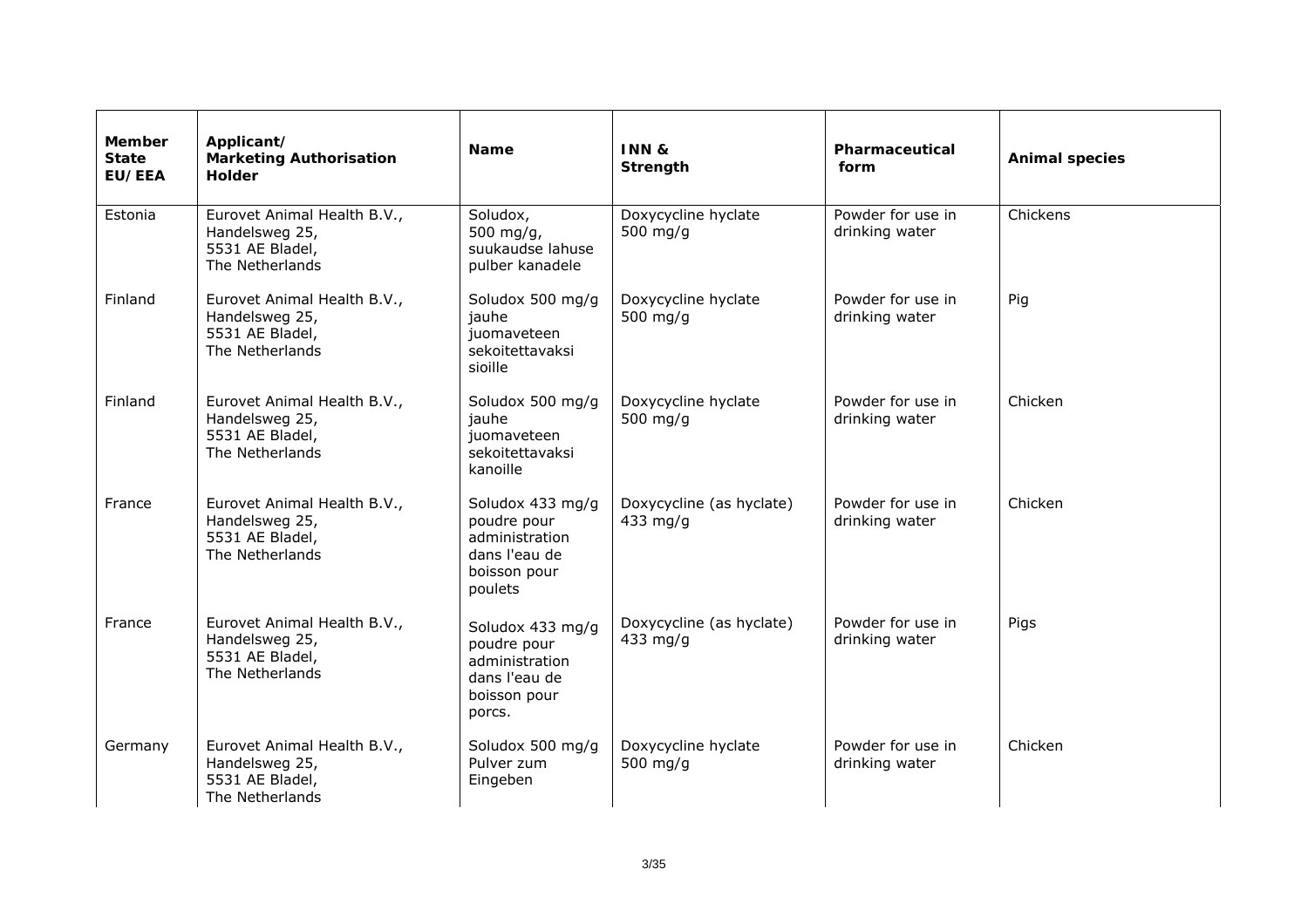| Member State EU/EEA | Applicant/ Marketing Authorisation Holder | Name | INN & Strength | Pharmaceutical form | Animal species |
|---|---|---|---|---|---|
| Estonia | Eurovet Animal Health B.V., Handelsweg 25, 5531 AE Bladel, The Netherlands | Soludox, 500 mg/g, suukaudse lahuse pulber kanadele | Doxycycline hyclate 500 mg/g | Powder for use in drinking water | Chickens |
| Finland | Eurovet Animal Health B.V., Handelsweg 25, 5531 AE Bladel, The Netherlands | Soludox 500 mg/g jauhe juomaveteen sekoitettavaksi sioille | Doxycycline hyclate 500 mg/g | Powder for use in drinking water | Pig |
| Finland | Eurovet Animal Health B.V., Handelsweg 25, 5531 AE Bladel, The Netherlands | Soludox 500 mg/g jauhe juomaveteen sekoitettavaksi kanoille | Doxycycline hyclate 500 mg/g | Powder for use in drinking water | Chicken |
| France | Eurovet Animal Health B.V., Handelsweg 25, 5531 AE Bladel, The Netherlands | Soludox 433 mg/g poudre pour administration dans l'eau de boisson pour poulets | Doxycycline (as hyclate) 433 mg/g | Powder for use in drinking water | Chicken |
| France | Eurovet Animal Health B.V., Handelsweg 25, 5531 AE Bladel, The Netherlands | Soludox 433 mg/g poudre pour administration dans l'eau de boisson pour porcs. | Doxycycline (as hyclate) 433 mg/g | Powder for use in drinking water | Pigs |
| Germany | Eurovet Animal Health B.V., Handelsweg 25, 5531 AE Bladel, The Netherlands | Soludox 500 mg/g Pulver zum Eingeben | Doxycycline hyclate 500 mg/g | Powder for use in drinking water | Chicken |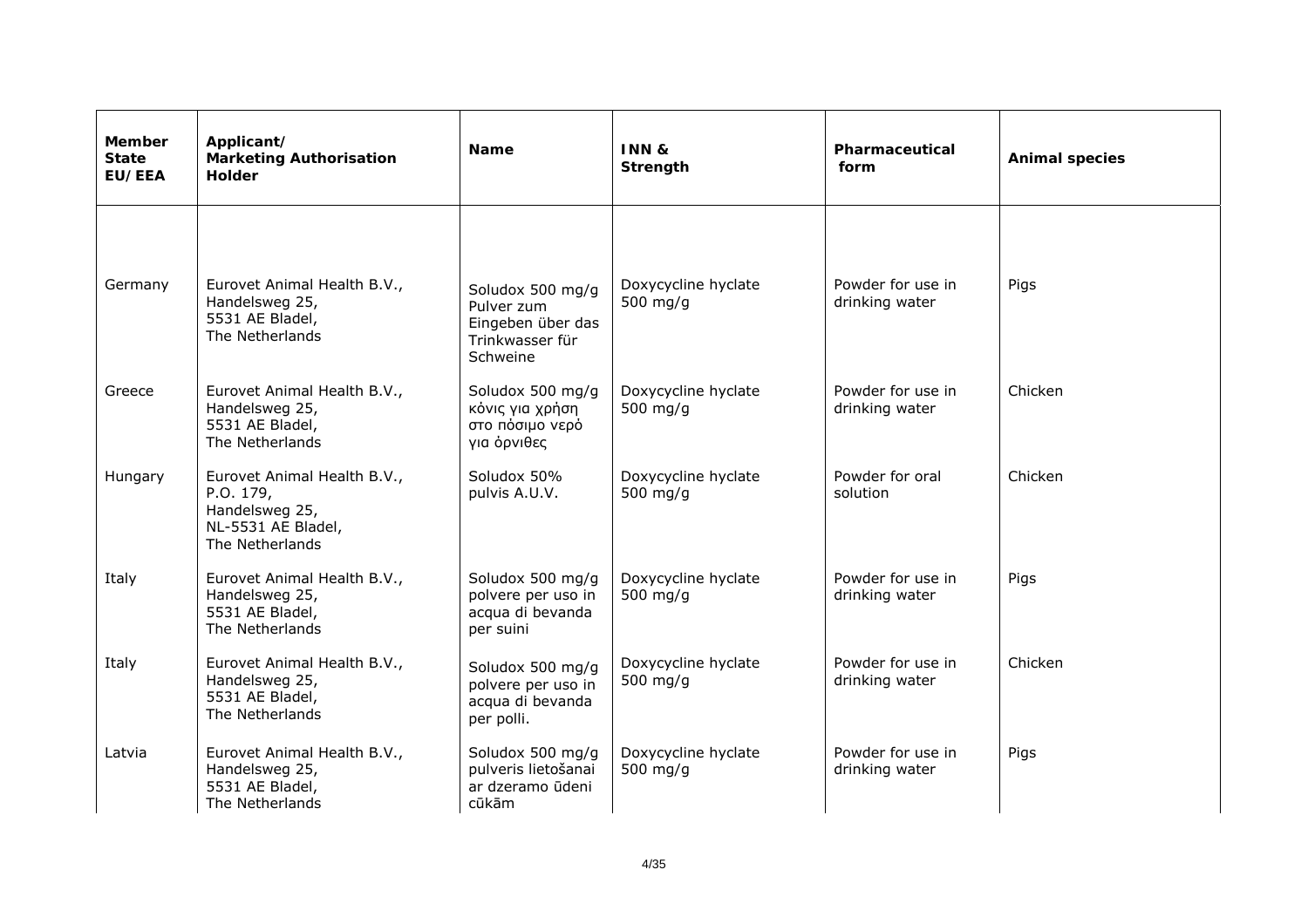| Member State EU/EEA | Applicant/ Marketing Authorisation Holder | Name | INN & Strength | Pharmaceutical form | Animal species |
|---|---|---|---|---|---|
| Germany | Eurovet Animal Health B.V., Handelsweg 25, 5531 AE Bladel, The Netherlands | Soludox 500 mg/g Pulver zum Eingeben über das Trinkwasser für Schweine | Doxycycline hyclate 500 mg/g | Powder for use in drinking water | Pigs |
| Greece | Eurovet Animal Health B.V., Handelsweg 25, 5531 AE Bladel, The Netherlands | Soludox 500 mg/g κόνις για χρήση στο πόσιμο νερό για όρνιθες | Doxycycline hyclate 500 mg/g | Powder for use in drinking water | Chicken |
| Hungary | Eurovet Animal Health B.V., P.O. 179, Handelsweg 25, NL-5531 AE Bladel, The Netherlands | Soludox 50% pulvis A.U.V. | Doxycycline hyclate 500 mg/g | Powder for oral solution | Chicken |
| Italy | Eurovet Animal Health B.V., Handelsweg 25, 5531 AE Bladel, The Netherlands | Soludox 500 mg/g polvere per uso in acqua di bevanda per suini | Doxycycline hyclate 500 mg/g | Powder for use in drinking water | Pigs |
| Italy | Eurovet Animal Health B.V., Handelsweg 25, 5531 AE Bladel, The Netherlands | Soludox 500 mg/g polvere per uso in acqua di bevanda per polli. | Doxycycline hyclate 500 mg/g | Powder for use in drinking water | Chicken |
| Latvia | Eurovet Animal Health B.V., Handelsweg 25, 5531 AE Bladel, The Netherlands | Soludox 500 mg/g pulveris lietošanai ar dzeramo ūdeni cūkām | Doxycycline hyclate 500 mg/g | Powder for use in drinking water | Pigs |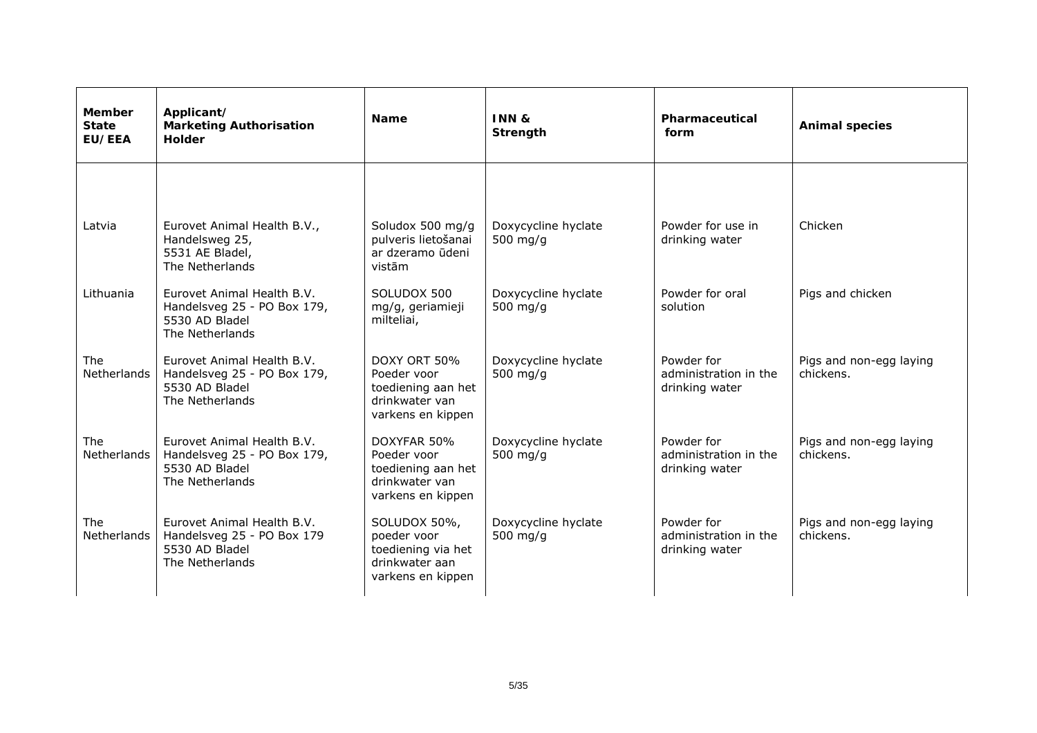| Member State EU/EEA | Applicant/ Marketing Authorisation Holder | Name | INN & Strength | Pharmaceutical form | Animal species |
|---|---|---|---|---|---|
| Latvia | Eurovet Animal Health B.V., Handelsweg 25, 5531 AE Bladel, The Netherlands | Soludox 500 mg/g pulveris lietošanai ar dzeramo ūdeni vistām | Doxycycline hyclate 500 mg/g | Powder for use in drinking water | Chicken |
| Lithuania | Eurovet Animal Health B.V. Handelsveg 25 - PO Box 179, 5530 AD Bladel The Netherlands | SOLUDOX 500 mg/g, geriamieji milteliai, | Doxycycline hyclate 500 mg/g | Powder for oral solution | Pigs and chicken |
| The Netherlands | Eurovet Animal Health B.V. Handelsveg 25 - PO Box 179, 5530 AD Bladel The Netherlands | DOXY ORT 50% Poeder voor toediening aan het drinkwater van varkens en kippen | Doxycycline hyclate 500 mg/g | Powder for administration in the drinking water | Pigs and non-egg laying chickens. |
| The Netherlands | Eurovet Animal Health B.V. Handelsveg 25 - PO Box 179, 5530 AD Bladel The Netherlands | DOXYFAR 50% Poeder voor toediening aan het drinkwater van varkens en kippen | Doxycycline hyclate 500 mg/g | Powder for administration in the drinking water | Pigs and non-egg laying chickens. |
| The Netherlands | Eurovet Animal Health B.V. Handelsveg 25 - PO Box 179 5530 AD Bladel The Netherlands | SOLUDOX 50%, poeder voor toediening via het drinkwater aan varkens en kippen | Doxycycline hyclate 500 mg/g | Powder for administration in the drinking water | Pigs and non-egg laying chickens. |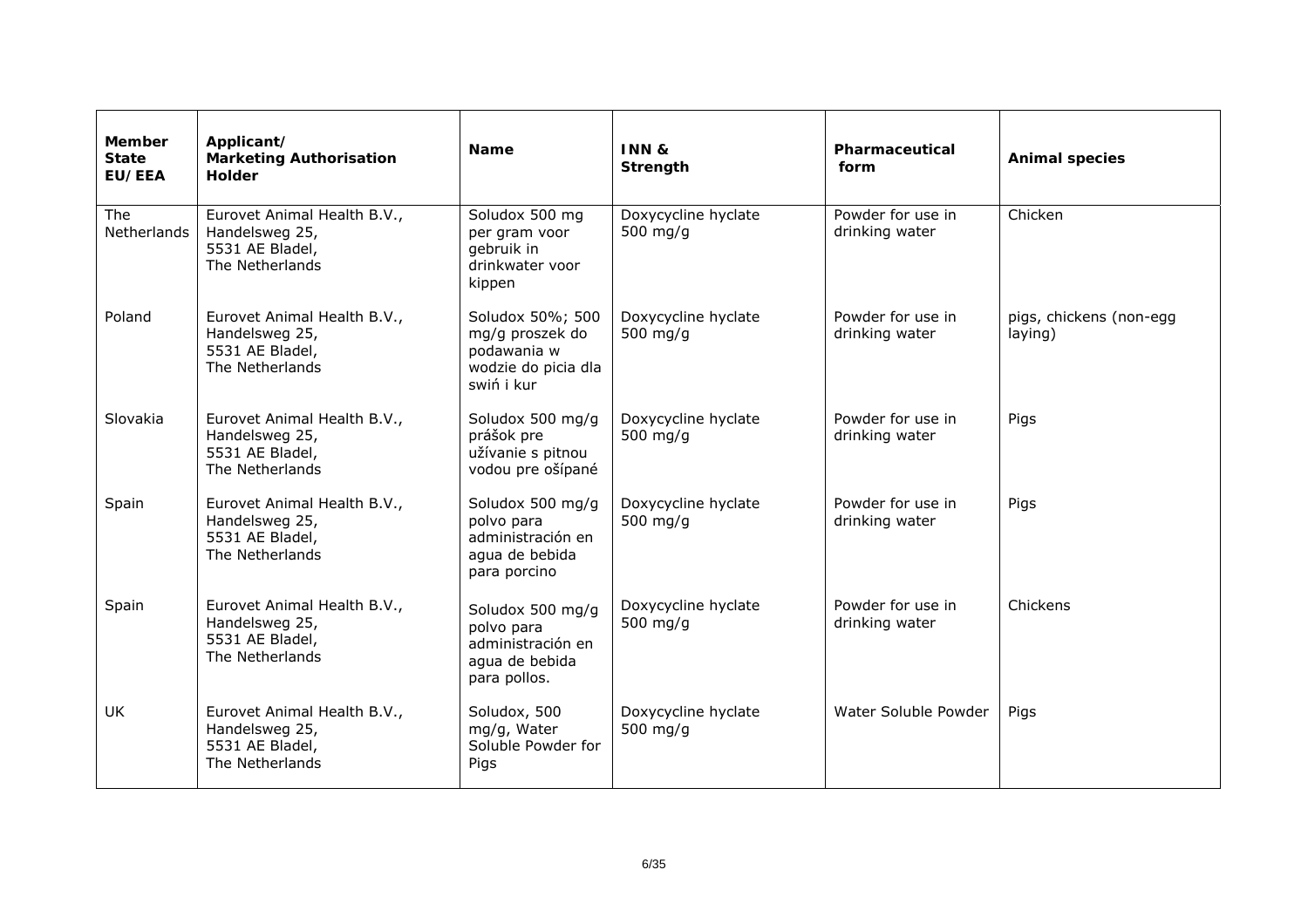| Member State EU/EEA | Applicant/ Marketing Authorisation Holder | Name | INN & Strength | Pharmaceutical form | Animal species |
|---|---|---|---|---|---|
| The Netherlands | Eurovet Animal Health B.V., Handelsweg 25, 5531 AE Bladel, The Netherlands | Soludox 500 mg per gram voor gebruik in drinkwater voor kippen | Doxycycline hyclate 500 mg/g | Powder for use in drinking water | Chicken |
| Poland | Eurovet Animal Health B.V., Handelsweg 25, 5531 AE Bladel, The Netherlands | Soludox 50%; 500 mg/g proszek do podawania w wodzie do picia dla swiń i kur | Doxycycline hyclate 500 mg/g | Powder for use in drinking water | pigs, chickens (non-egg laying) |
| Slovakia | Eurovet Animal Health B.V., Handelsweg 25, 5531 AE Bladel, The Netherlands | Soludox 500 mg/g prášok pre užívanie s pitnou vodou pre ošípané | Doxycycline hyclate 500 mg/g | Powder for use in drinking water | Pigs |
| Spain | Eurovet Animal Health B.V., Handelsweg 25, 5531 AE Bladel, The Netherlands | Soludox 500 mg/g polvo para administración en agua de bebida para porcino | Doxycycline hyclate 500 mg/g | Powder for use in drinking water | Pigs |
| Spain | Eurovet Animal Health B.V., Handelsweg 25, 5531 AE Bladel, The Netherlands | Soludox 500 mg/g polvo para administración en agua de bebida para pollos. | Doxycycline hyclate 500 mg/g | Powder for use in drinking water | Chickens |
| UK | Eurovet Animal Health B.V., Handelsweg 25, 5531 AE Bladel, The Netherlands | Soludox, 500 mg/g, Water Soluble Powder for Pigs | Doxycycline hyclate 500 mg/g | Water Soluble Powder | Pigs |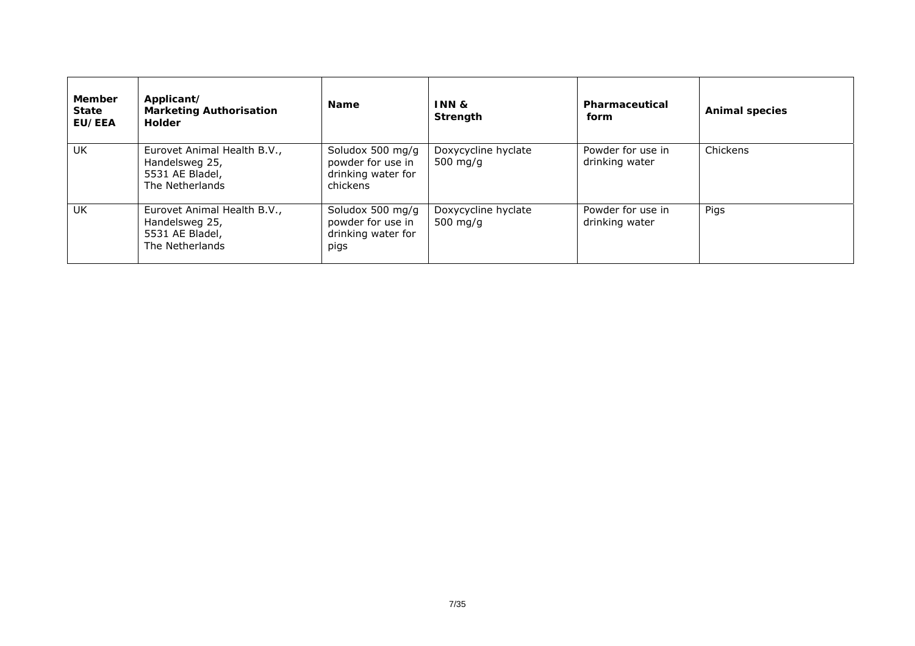| Member State EU/EEA | Applicant/ Marketing Authorisation Holder | Name | INN & Strength | Pharmaceutical form | Animal species |
|---|---|---|---|---|---|
| UK | Eurovet Animal Health B.V., Handelsweg 25, 5531 AE Bladel, The Netherlands | Soludox 500 mg/g powder for use in drinking water for chickens | Doxycycline hyclate 500 mg/g | Powder for use in drinking water | Chickens |
| UK | Eurovet Animal Health B.V., Handelsweg 25, 5531 AE Bladel, The Netherlands | Soludox 500 mg/g powder for use in drinking water for pigs | Doxycycline hyclate 500 mg/g | Powder for use in drinking water | Pigs |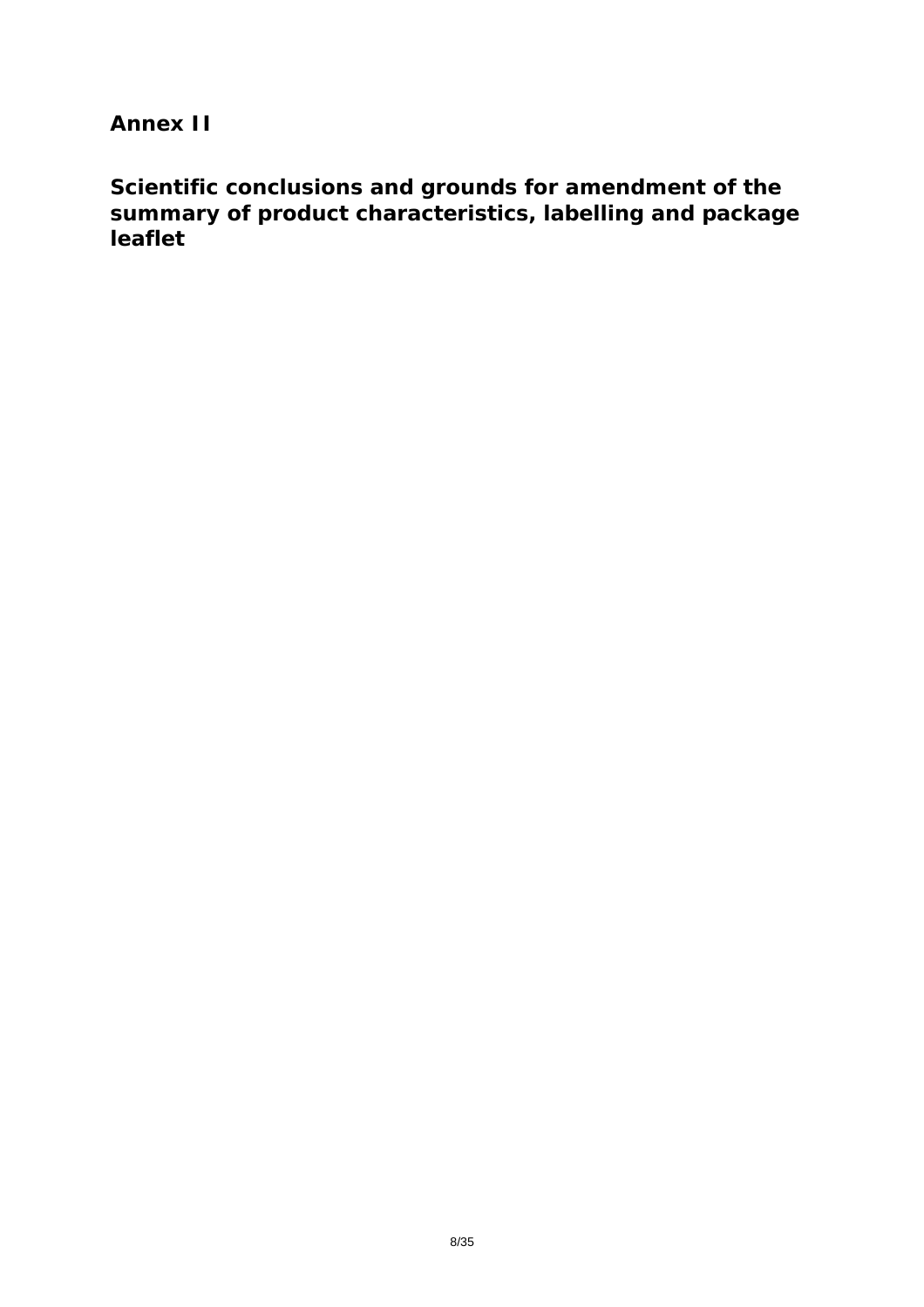# Annex II

## Scientific conclusions and grounds for amendment of the summary of product characteristics, labelling and package leaflet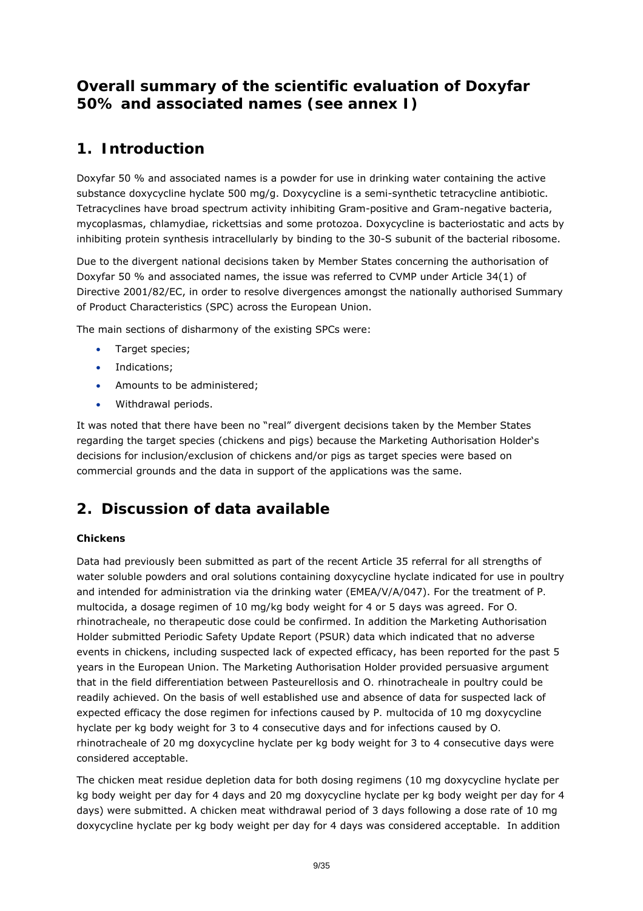# Overall summary of the scientific evaluation of Doxyfar 50% and associated names (see annex I)

## 1. Introduction

Doxyfar 50 % and associated names is a powder for use in drinking water containing the active substance doxycycline hyclate 500 mg/g. Doxycycline is a semi-synthetic tetracycline antibiotic. Tetracyclines have broad spectrum activity inhibiting Gram-positive and Gram-negative bacteria, mycoplasmas, chlamydiae, rickettsias and some protozoa. Doxycycline is bacteriostatic and acts by inhibiting protein synthesis intracellularly by binding to the 30-S subunit of the bacterial ribosome.

Due to the divergent national decisions taken by Member States concerning the authorisation of Doxyfar 50 % and associated names, the issue was referred to CVMP under Article 34(1) of Directive 2001/82/EC, in order to resolve divergences amongst the nationally authorised Summary of Product Characteristics (SPC) across the European Union.

The main sections of disharmony of the existing SPCs were:

- Target species;
- Indications;
- Amounts to be administered;
- Withdrawal periods.

It was noted that there have been no "real" divergent decisions taken by the Member States regarding the target species (chickens and pigs) because the Marketing Authorisation Holder's decisions for inclusion/exclusion of chickens and/or pigs as target species were based on commercial grounds and the data in support of the applications was the same.

## 2. Discussion of data available

**Chickens**

Data had previously been submitted as part of the recent Article 35 referral for all strengths of water soluble powders and oral solutions containing doxycycline hyclate indicated for use in poultry and intended for administration via the drinking water (EMEA/V/A/047). For the treatment of P. multocida, a dosage regimen of 10 mg/kg body weight for 4 or 5 days was agreed. For O. rhinotracheale, no therapeutic dose could be confirmed. In addition the Marketing Authorisation Holder submitted Periodic Safety Update Report (PSUR) data which indicated that no adverse events in chickens, including suspected lack of expected efficacy, has been reported for the past 5 years in the European Union. The Marketing Authorisation Holder provided persuasive argument that in the field differentiation between Pasteurellosis and O. rhinotracheale in poultry could be readily achieved. On the basis of well established use and absence of data for suspected lack of expected efficacy the dose regimen for infections caused by P. multocida of 10 mg doxycycline hyclate per kg body weight for 3 to 4 consecutive days and for infections caused by O. rhinotracheale of 20 mg doxycycline hyclate per kg body weight for 3 to 4 consecutive days were considered acceptable.

The chicken meat residue depletion data for both dosing regimens (10 mg doxycycline hyclate per kg body weight per day for 4 days and 20 mg doxycycline hyclate per kg body weight per day for 4 days) were submitted. A chicken meat withdrawal period of 3 days following a dose rate of 10 mg doxycycline hyclate per kg body weight per day for 4 days was considered acceptable. In addition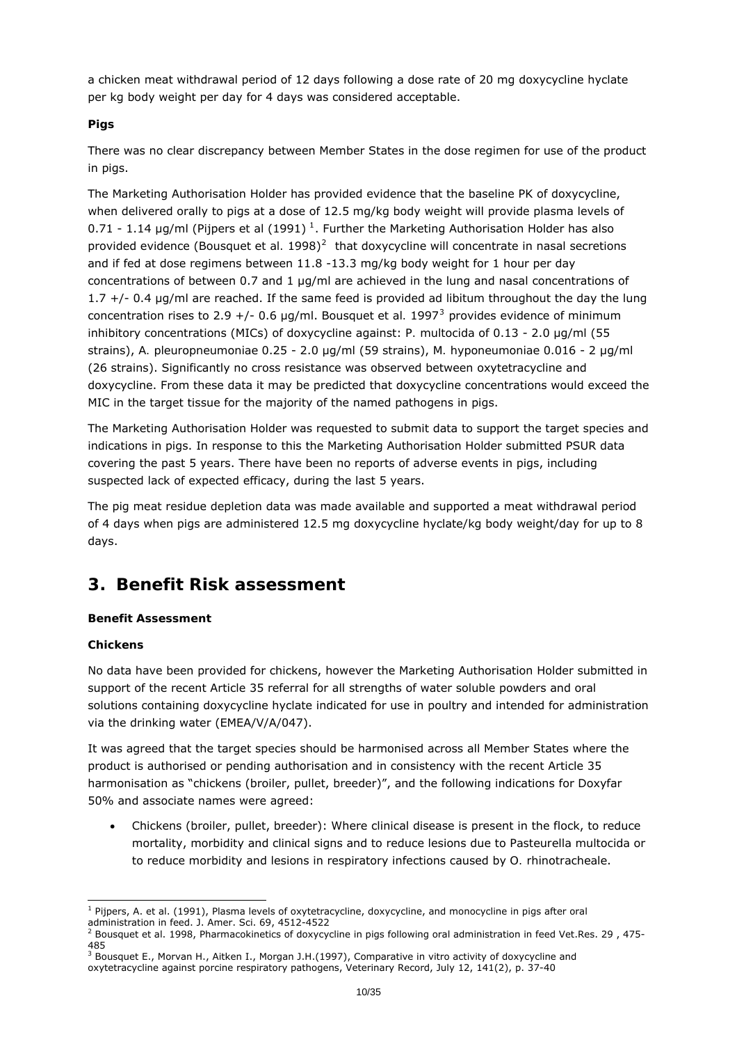a chicken meat withdrawal period of 12 days following a dose rate of 20 mg doxycycline hyclate per kg body weight per day for 4 days was considered acceptable.

**Pigs**

There was no clear discrepancy between Member States in the dose regimen for use of the product in pigs.

The Marketing Authorisation Holder has provided evidence that the baseline PK of doxycycline, when delivered orally to pigs at a dose of 12.5 mg/kg body weight will provide plasma levels of 0.71 - 1.14 µg/ml (Pijpers et al (1991) [1]. Further the Marketing Authorisation Holder has also provided evidence (Bousquet et al. 1998)[2] that doxycycline will concentrate in nasal secretions and if fed at dose regimens between 11.8 -13.3 mg/kg body weight for 1 hour per day concentrations of between 0.7 and 1 µg/ml are achieved in the lung and nasal concentrations of 1.7 +/- 0.4 µg/ml are reached. If the same feed is provided ad libitum throughout the day the lung concentration rises to 2.9 +/- 0.6 µg/ml. Bousquet et al. 1997[3] provides evidence of minimum inhibitory concentrations (MICs) of doxycycline against: P. multocida of 0.13 - 2.0 µg/ml (55 strains), A. pleuropneumoniae 0.25 - 2.0 µg/ml (59 strains), M. hyponeumoniae 0.016 - 2 µg/ml (26 strains). Significantly no cross resistance was observed between oxytetracycline and doxycycline. From these data it may be predicted that doxycycline concentrations would exceed the MIC in the target tissue for the majority of the named pathogens in pigs.

The Marketing Authorisation Holder was requested to submit data to support the target species and indications in pigs. In response to this the Marketing Authorisation Holder submitted PSUR data covering the past 5 years. There have been no reports of adverse events in pigs, including suspected lack of expected efficacy, during the last 5 years.

The pig meat residue depletion data was made available and supported a meat withdrawal period of 4 days when pigs are administered 12.5 mg doxycycline hyclate/kg body weight/day for up to 8 days.

# 3. Benefit Risk assessment

**Benefit Assessment**

**Chickens**

No data have been provided for chickens, however the Marketing Authorisation Holder submitted in support of the recent Article 35 referral for all strengths of water soluble powders and oral solutions containing doxycycline hyclate indicated for use in poultry and intended for administration via the drinking water (EMEA/V/A/047).

It was agreed that the target species should be harmonised across all Member States where the product is authorised or pending authorisation and in consistency with the recent Article 35 harmonisation as "chickens (broiler, pullet, breeder)", and the following indications for Doxyfar 50% and associate names were agreed:

- Chickens (broiler, pullet, breeder): Where clinical disease is present in the flock, to reduce mortality, morbidity and clinical signs and to reduce lesions due to Pasteurella multocida or to reduce morbidity and lesions in respiratory infections caused by O. rhinotracheale.

---

[1] Pijpers, A. et al. (1991), Plasma levels of oxytetracycline, doxycycline, and monocycline in pigs after oral administration in feed. J. Amer. Sci. 69, 4512-4522

[2] Bousquet et al. 1998, Pharmacokinetics of doxycycline in pigs following oral administration in feed Vet.Res. 29 , 475-485

[3] Bousquet E., Morvan H., Aitken I., Morgan J.H.(1997), Comparative in vitro activity of doxycycline and oxytetracycline against porcine respiratory pathogens, Veterinary Record, July 12, 141(2), p. 37-40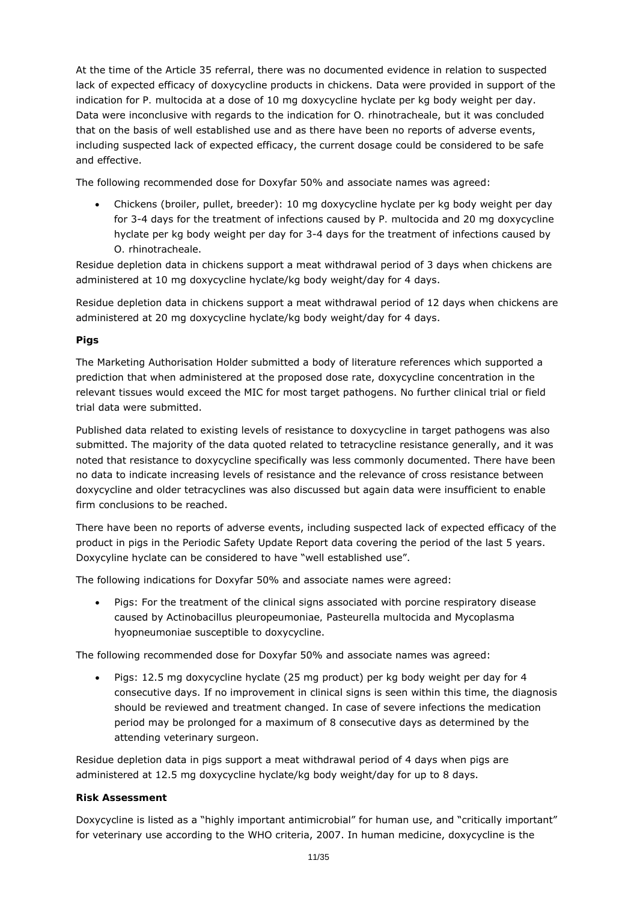At the time of the Article 35 referral, there was no documented evidence in relation to suspected lack of expected efficacy of doxycycline products in chickens. Data were provided in support of the indication for P. multocida at a dose of 10 mg doxycycline hyclate per kg body weight per day. Data were inconclusive with regards to the indication for O. rhinotracheale, but it was concluded that on the basis of well established use and as there have been no reports of adverse events, including suspected lack of expected efficacy, the current dosage could be considered to be safe and effective.

The following recommended dose for Doxyfar 50% and associate names was agreed:

- Chickens (broiler, pullet, breeder): 10 mg doxycycline hyclate per kg body weight per day for 3-4 days for the treatment of infections caused by P. multocida and 20 mg doxycycline hyclate per kg body weight per day for 3-4 days for the treatment of infections caused by O. rhinotracheale.

Residue depletion data in chickens support a meat withdrawal period of 3 days when chickens are administered at 10 mg doxycycline hyclate/kg body weight/day for 4 days.

Residue depletion data in chickens support a meat withdrawal period of 12 days when chickens are administered at 20 mg doxycycline hyclate/kg body weight/day for 4 days.

**Pigs**

The Marketing Authorisation Holder submitted a body of literature references which supported a prediction that when administered at the proposed dose rate, doxycycline concentration in the relevant tissues would exceed the MIC for most target pathogens. No further clinical trial or field trial data were submitted.

Published data related to existing levels of resistance to doxycycline in target pathogens was also submitted. The majority of the data quoted related to tetracycline resistance generally, and it was noted that resistance to doxycycline specifically was less commonly documented. There have been no data to indicate increasing levels of resistance and the relevance of cross resistance between doxycycline and older tetracyclines was also discussed but again data were insufficient to enable firm conclusions to be reached.

There have been no reports of adverse events, including suspected lack of expected efficacy of the product in pigs in the Periodic Safety Update Report data covering the period of the last 5 years. Doxycyline hyclate can be considered to have "well established use".

The following indications for Doxyfar 50% and associate names were agreed:

- Pigs: For the treatment of the clinical signs associated with porcine respiratory disease caused by Actinobacillus pleuropeumoniae, Pasteurella multocida and Mycoplasma hyopneumoniae susceptible to doxycycline.

The following recommended dose for Doxyfar 50% and associate names was agreed:

- Pigs: 12.5 mg doxycycline hyclate (25 mg product) per kg body weight per day for 4 consecutive days. If no improvement in clinical signs is seen within this time, the diagnosis should be reviewed and treatment changed. In case of severe infections the medication period may be prolonged for a maximum of 8 consecutive days as determined by the attending veterinary surgeon.

Residue depletion data in pigs support a meat withdrawal period of 4 days when pigs are administered at 12.5 mg doxycycline hyclate/kg body weight/day for up to 8 days.

**Risk Assessment**

Doxycycline is listed as a "highly important antimicrobial" for human use, and "critically important" for veterinary use according to the WHO criteria, 2007. In human medicine, doxycycline is the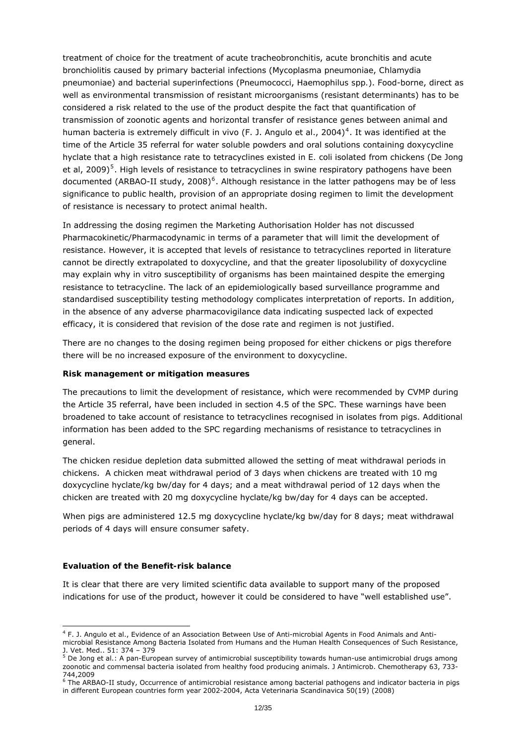treatment of choice for the treatment of acute tracheobronchitis, acute bronchitis and acute bronchiolitis caused by primary bacterial infections (Mycoplasma pneumoniae, Chlamydia pneumoniae) and bacterial superinfections (Pneumococci, Haemophilus spp.). Food-borne, direct as well as environmental transmission of resistant microorganisms (resistant determinants) has to be considered a risk related to the use of the product despite the fact that quantification of transmission of zoonotic agents and horizontal transfer of resistance genes between animal and human bacteria is extremely difficult in vivo (F. J. Angulo et al., 2004)[4]. It was identified at the time of the Article 35 referral for water soluble powders and oral solutions containing doxycycline hyclate that a high resistance rate to tetracyclines existed in E. coli isolated from chickens (De Jong et al, 2009)[5]. High levels of resistance to tetracyclines in swine respiratory pathogens have been documented (ARBAO-II study, 2008)[6]. Although resistance in the latter pathogens may be of less significance to public health, provision of an appropriate dosing regimen to limit the development of resistance is necessary to protect animal health.

In addressing the dosing regimen the Marketing Authorisation Holder has not discussed Pharmacokinetic/Pharmacodynamic in terms of a parameter that will limit the development of resistance. However, it is accepted that levels of resistance to tetracyclines reported in literature cannot be directly extrapolated to doxycycline, and that the greater liposolubility of doxycycline may explain why in vitro susceptibility of organisms has been maintained despite the emerging resistance to tetracycline. The lack of an epidemiologically based surveillance programme and standardised susceptibility testing methodology complicates interpretation of reports. In addition, in the absence of any adverse pharmacovigilance data indicating suspected lack of expected efficacy, it is considered that revision of the dose rate and regimen is not justified.

There are no changes to the dosing regimen being proposed for either chickens or pigs therefore there will be no increased exposure of the environment to doxycycline.

**Risk management or mitigation measures**

The precautions to limit the development of resistance, which were recommended by CVMP during the Article 35 referral, have been included in section 4.5 of the SPC. These warnings have been broadened to take account of resistance to tetracyclines recognised in isolates from pigs. Additional information has been added to the SPC regarding mechanisms of resistance to tetracyclines in general.

The chicken residue depletion data submitted allowed the setting of meat withdrawal periods in chickens. A chicken meat withdrawal period of 3 days when chickens are treated with 10 mg doxycycline hyclate/kg bw/day for 4 days; and a meat withdrawal period of 12 days when the chicken are treated with 20 mg doxycycline hyclate/kg bw/day for 4 days can be accepted.

When pigs are administered 12.5 mg doxycycline hyclate/kg bw/day for 8 days; meat withdrawal periods of 4 days will ensure consumer safety.

**Evaluation of the Benefit-risk balance**

It is clear that there are very limited scientific data available to support many of the proposed indications for use of the product, however it could be considered to have "well established use".

---

[4] F. J. Angulo et al., Evidence of an Association Between Use of Anti-microbial Agents in Food Animals and Anti-microbial Resistance Among Bacteria Isolated from Humans and the Human Health Consequences of Such Resistance, J. Vet. Med.. 51: 374 – 379

[5] De Jong et al.: A pan-European survey of antimicrobial susceptibility towards human-use antimicrobial drugs among zoonotic and commensal bacteria isolated from healthy food producing animals. J Antimicrob. Chemotherapy 63, 733-744,2009

[6] The ARBAO-II study, Occurrence of antimicrobial resistance among bacterial pathogens and indicator bacteria in pigs in different European countries form year 2002-2004, Acta Veterinaria Scandinavica 50(19) (2008)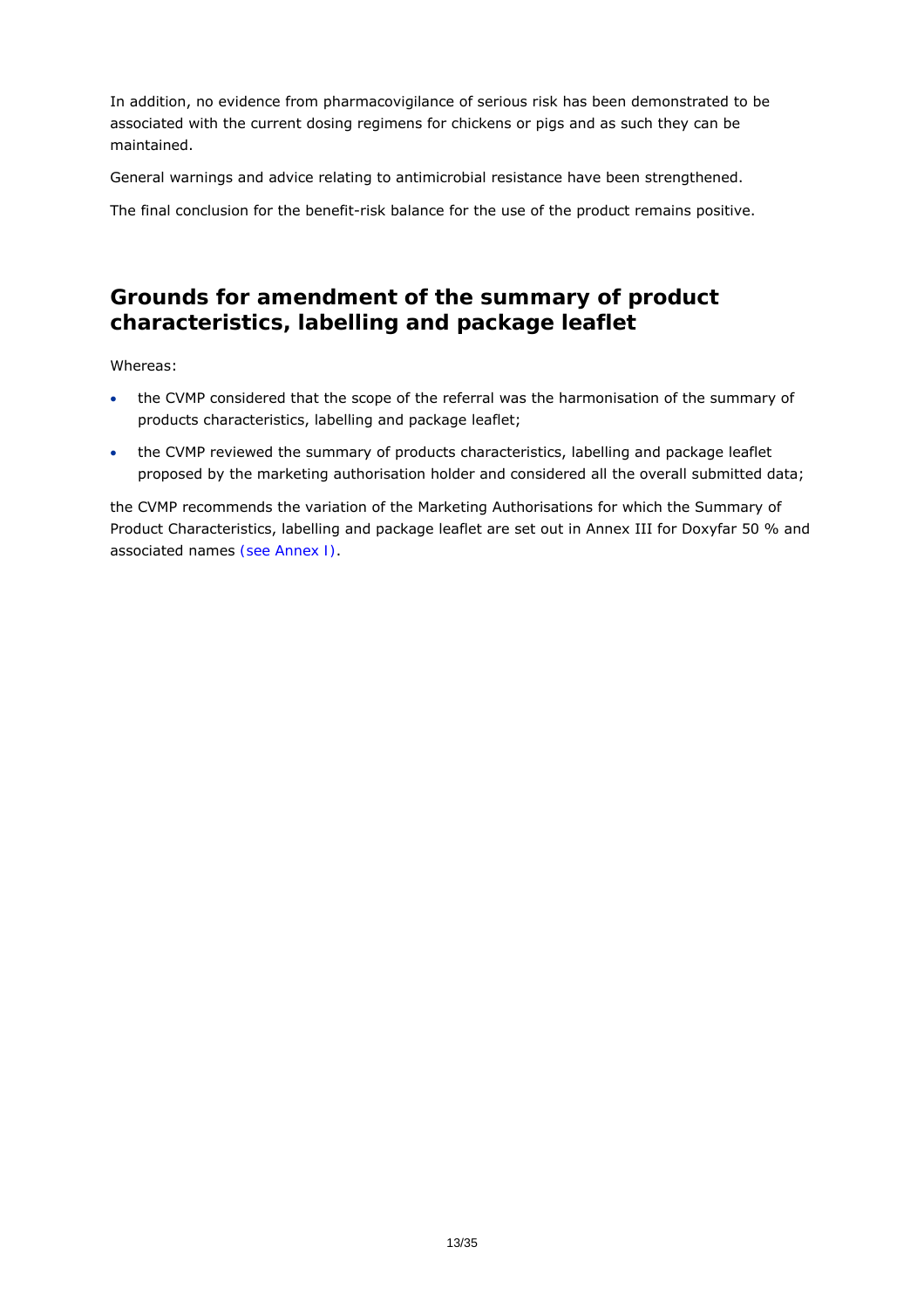In addition, no evidence from pharmacovigilance of serious risk has been demonstrated to be associated with the current dosing regimens for chickens or pigs and as such they can be maintained.

General warnings and advice relating to antimicrobial resistance have been strengthened.

The final conclusion for the benefit-risk balance for the use of the product remains positive.

## Grounds for amendment of the summary of product characteristics, labelling and package leaflet

Whereas:

- the CVMP considered that the scope of the referral was the harmonisation of the summary of products characteristics, labelling and package leaflet;
- the CVMP reviewed the summary of products characteristics, labelling and package leaflet proposed by the marketing authorisation holder and considered all the overall submitted data;

the CVMP recommends the variation of the Marketing Authorisations for which the Summary of Product Characteristics, labelling and package leaflet are set out in Annex III for Doxyfar 50 % and associated names (see Annex I).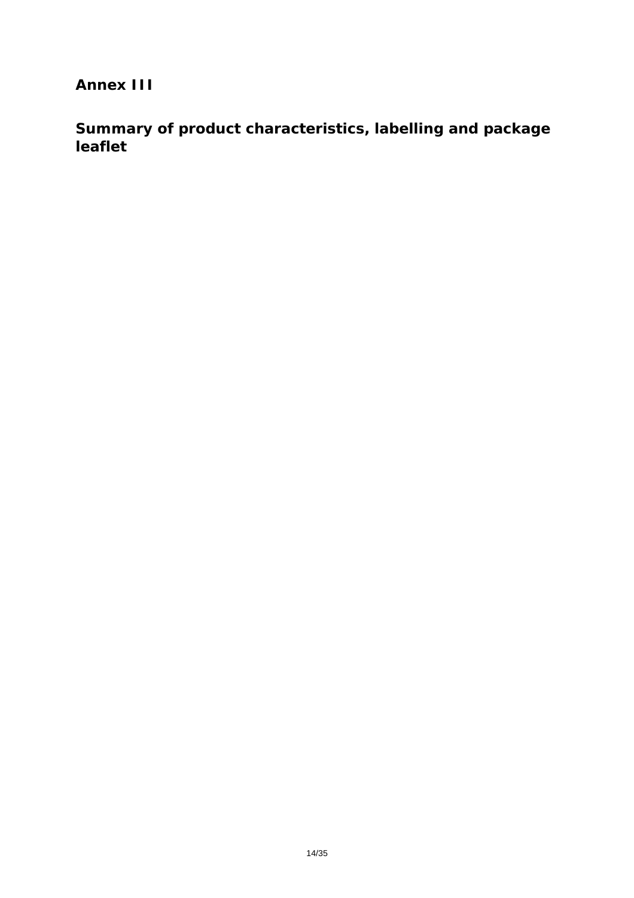# Annex III

# Summary of product characteristics, labelling and package leaflet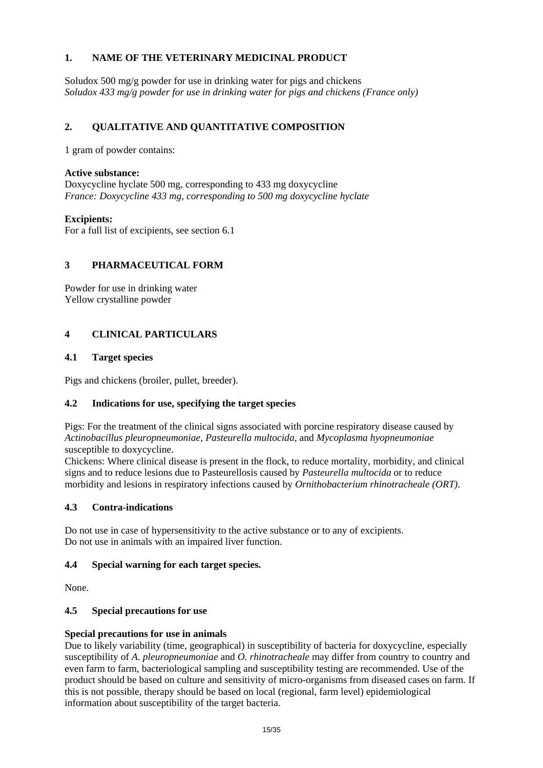## 1. NAME OF THE VETERINARY MEDICINAL PRODUCT

Soludox 500 mg/g powder for use in drinking water for pigs and chickens
*Soludox 433 mg/g powder for use in drinking water for pigs and chickens (France only)*

## 2. QUALITATIVE AND QUANTITATIVE COMPOSITION

1 gram of powder contains:

**Active substance:**
Doxycycline hyclate 500 mg, corresponding to 433 mg doxycycline
*France: Doxycycline 433 mg, corresponding to 500 mg doxycycline hyclate*

**Excipients:**
For a full list of excipients, see section 6.1

## 3 PHARMACEUTICAL FORM

Powder for use in drinking water
Yellow crystalline powder

## 4 CLINICAL PARTICULARS

### 4.1 Target species

Pigs and chickens (broiler, pullet, breeder).

### 4.2 Indications for use, specifying the target species

Pigs: For the treatment of the clinical signs associated with porcine respiratory disease caused by *Actinobacillus pleuropneumoniae, Pasteurella multocida*, and *Mycoplasma hyopneumoniae* susceptible to doxycycline.
Chickens: Where clinical disease is present in the flock, to reduce mortality, morbidity, and clinical signs and to reduce lesions due to Pasteurellosis caused by *Pasteurella multocida* or to reduce morbidity and lesions in respiratory infections caused by *Ornithobacterium rhinotracheale (ORT)*.

### 4.3 Contra-indications

Do not use in case of hypersensitivity to the active substance or to any of excipients.
Do not use in animals with an impaired liver function.

### 4.4 Special warning for each target species.

None.

### 4.5 Special precautions for use

**Special precautions for use in animals**
Due to likely variability (time, geographical) in susceptibility of bacteria for doxycycline, especially susceptibility of *A. pleuropneumoniae* and *O. rhinotracheale* may differ from country to country and even farm to farm, bacteriological sampling and susceptibility testing are recommended. Use of the product should be based on culture and sensitivity of micro-organisms from diseased cases on farm. If this is not possible, therapy should be based on local (regional, farm level) epidemiological information about susceptibility of the target bacteria.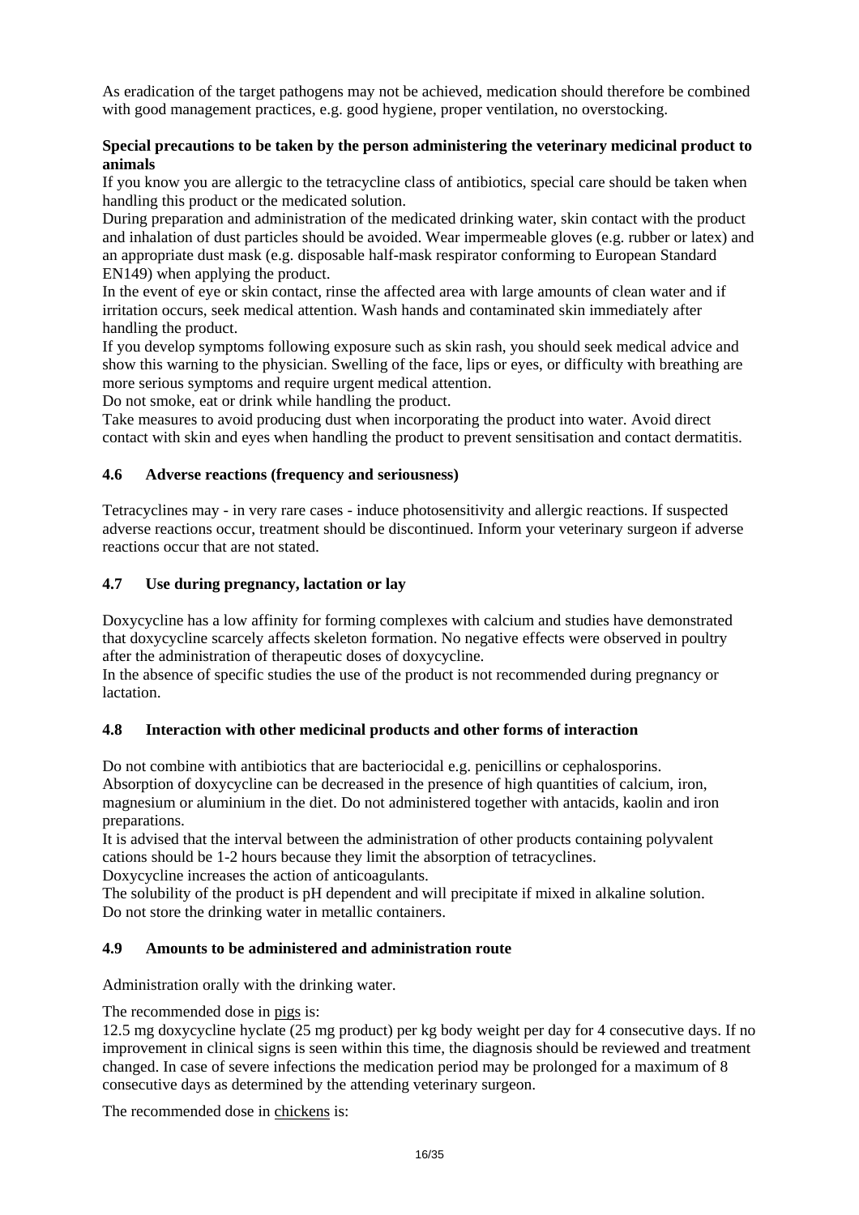As eradication of the target pathogens may not be achieved, medication should therefore be combined with good management practices, e.g. good hygiene, proper ventilation, no overstocking.

**Special precautions to be taken by the person administering the veterinary medicinal product to animals**

If you know you are allergic to the tetracycline class of antibiotics, special care should be taken when handling this product or the medicated solution.

During preparation and administration of the medicated drinking water, skin contact with the product and inhalation of dust particles should be avoided. Wear impermeable gloves (e.g. rubber or latex) and an appropriate dust mask (e.g. disposable half-mask respirator conforming to European Standard EN149) when applying the product.

In the event of eye or skin contact, rinse the affected area with large amounts of clean water and if irritation occurs, seek medical attention. Wash hands and contaminated skin immediately after handling the product.

If you develop symptoms following exposure such as skin rash, you should seek medical advice and show this warning to the physician. Swelling of the face, lips or eyes, or difficulty with breathing are more serious symptoms and require urgent medical attention.

Do not smoke, eat or drink while handling the product.

Take measures to avoid producing dust when incorporating the product into water. Avoid direct contact with skin and eyes when handling the product to prevent sensitisation and contact dermatitis.

## 4.6 Adverse reactions (frequency and seriousness)

Tetracyclines may - in very rare cases - induce photosensitivity and allergic reactions. If suspected adverse reactions occur, treatment should be discontinued. Inform your veterinary surgeon if adverse reactions occur that are not stated.

## 4.7 Use during pregnancy, lactation or lay

Doxycycline has a low affinity for forming complexes with calcium and studies have demonstrated that doxycycline scarcely affects skeleton formation. No negative effects were observed in poultry after the administration of therapeutic doses of doxycycline.

In the absence of specific studies the use of the product is not recommended during pregnancy or lactation.

## 4.8 Interaction with other medicinal products and other forms of interaction

Do not combine with antibiotics that are bacteriocidal e.g. penicillins or cephalosporins.

Absorption of doxycycline can be decreased in the presence of high quantities of calcium, iron, magnesium or aluminium in the diet. Do not administered together with antacids, kaolin and iron preparations.

It is advised that the interval between the administration of other products containing polyvalent cations should be 1-2 hours because they limit the absorption of tetracyclines.

Doxycycline increases the action of anticoagulants.

The solubility of the product is pH dependent and will precipitate if mixed in alkaline solution.

Do not store the drinking water in metallic containers.

## 4.9 Amounts to be administered and administration route

Administration orally with the drinking water.

The recommended dose in pigs is:

12.5 mg doxycycline hyclate (25 mg product) per kg body weight per day for 4 consecutive days. If no improvement in clinical signs is seen within this time, the diagnosis should be reviewed and treatment changed. In case of severe infections the medication period may be prolonged for a maximum of 8 consecutive days as determined by the attending veterinary surgeon.

The recommended dose in chickens is: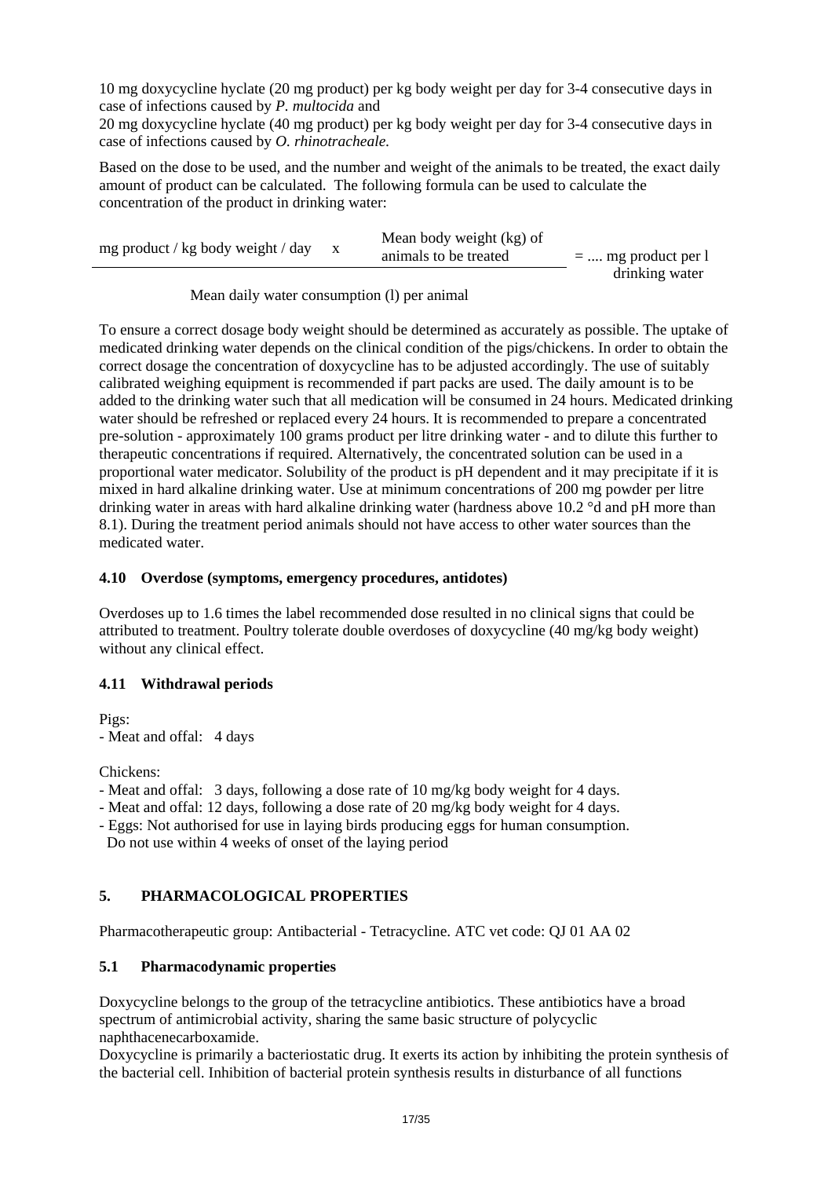10 mg doxycycline hyclate (20 mg product) per kg body weight per day for 3-4 consecutive days in case of infections caused by *P. multocida* and
20 mg doxycycline hyclate (40 mg product) per kg body weight per day for 3-4 consecutive days in case of infections caused by *O. rhinotracheale.*

Based on the dose to be used, and the number and weight of the animals to be treated, the exact daily amount of product can be calculated. The following formula can be used to calculate the concentration of the product in drinking water:

$$\frac{\text{mg product / kg body weight / day} \times \text{Mean body weight (kg) of animals to be treated}}{\text{Mean daily water consumption (l) per animal}} = \text{.... mg product per l drinking water}$$

To ensure a correct dosage body weight should be determined as accurately as possible. The uptake of medicated drinking water depends on the clinical condition of the pigs/chickens. In order to obtain the correct dosage the concentration of doxycycline has to be adjusted accordingly. The use of suitably calibrated weighing equipment is recommended if part packs are used. The daily amount is to be added to the drinking water such that all medication will be consumed in 24 hours. Medicated drinking water should be refreshed or replaced every 24 hours. It is recommended to prepare a concentrated pre-solution - approximately 100 grams product per litre drinking water - and to dilute this further to therapeutic concentrations if required. Alternatively, the concentrated solution can be used in a proportional water medicator. Solubility of the product is pH dependent and it may precipitate if it is mixed in hard alkaline drinking water. Use at minimum concentrations of 200 mg powder per litre drinking water in areas with hard alkaline drinking water (hardness above 10.2 °d and pH more than 8.1). During the treatment period animals should not have access to other water sources than the medicated water.

### 4.10 Overdose (symptoms, emergency procedures, antidotes)

Overdoses up to 1.6 times the label recommended dose resulted in no clinical signs that could be attributed to treatment. Poultry tolerate double overdoses of doxycycline (40 mg/kg body weight) without any clinical effect.

### 4.11 Withdrawal periods

Pigs:
- Meat and offal: 4 days

Chickens:
- Meat and offal: 3 days, following a dose rate of 10 mg/kg body weight for 4 days.
- Meat and offal: 12 days, following a dose rate of 20 mg/kg body weight for 4 days.
- Eggs: Not authorised for use in laying birds producing eggs for human consumption.
  Do not use within 4 weeks of onset of the laying period

## 5. PHARMACOLOGICAL PROPERTIES

Pharmacotherapeutic group: Antibacterial - Tetracycline. ATC vet code: QJ 01 AA 02

### 5.1 Pharmacodynamic properties

Doxycycline belongs to the group of the tetracycline antibiotics. These antibiotics have a broad spectrum of antimicrobial activity, sharing the same basic structure of polycyclic naphthacenecarboxamide.
Doxycycline is primarily a bacteriostatic drug. It exerts its action by inhibiting the protein synthesis of the bacterial cell. Inhibition of bacterial protein synthesis results in disturbance of all functions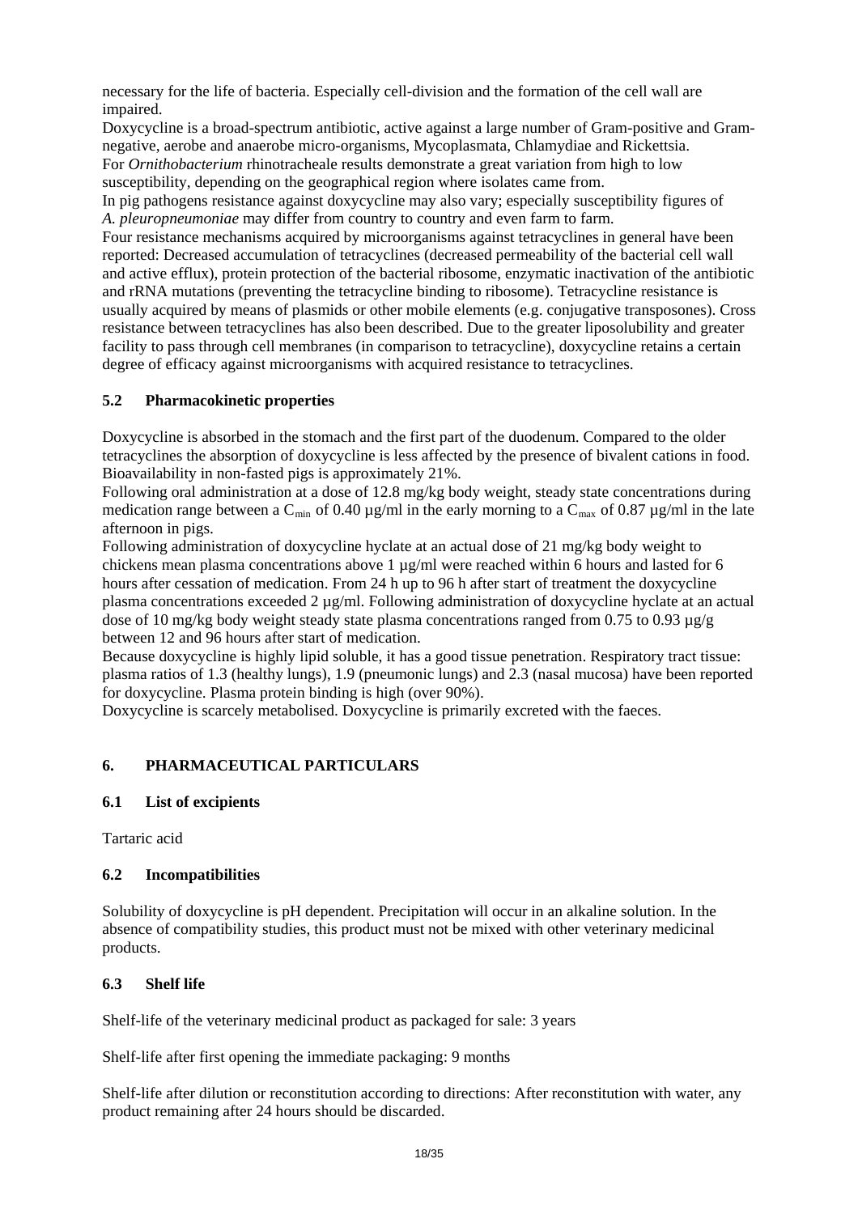necessary for the life of bacteria. Especially cell-division and the formation of the cell wall are impaired.

Doxycycline is a broad-spectrum antibiotic, active against a large number of Gram-positive and Gram-negative, aerobe and anaerobe micro-organisms, Mycoplasmata, Chlamydiae and Rickettsia.

For *Ornithobacterium* rhinotracheale results demonstrate a great variation from high to low susceptibility, depending on the geographical region where isolates came from.

In pig pathogens resistance against doxycycline may also vary; especially susceptibility figures of *A. pleuropneumoniae* may differ from country to country and even farm to farm.

Four resistance mechanisms acquired by microorganisms against tetracyclines in general have been reported: Decreased accumulation of tetracyclines (decreased permeability of the bacterial cell wall and active efflux), protein protection of the bacterial ribosome, enzymatic inactivation of the antibiotic and rRNA mutations (preventing the tetracycline binding to ribosome). Tetracycline resistance is usually acquired by means of plasmids or other mobile elements (e.g. conjugative transposones). Cross resistance between tetracyclines has also been described. Due to the greater liposolubility and greater facility to pass through cell membranes (in comparison to tetracycline), doxycycline retains a certain degree of efficacy against microorganisms with acquired resistance to tetracyclines.

### 5.2 Pharmacokinetic properties

Doxycycline is absorbed in the stomach and the first part of the duodenum. Compared to the older tetracyclines the absorption of doxycycline is less affected by the presence of bivalent cations in food. Bioavailability in non-fasted pigs is approximately 21%.

Following oral administration at a dose of 12.8 mg/kg body weight, steady state concentrations during medication range between a $C_{min}$ of 0.40 µg/ml in the early morning to a $C_{max}$ of 0.87 µg/ml in the late afternoon in pigs.

Following administration of doxycycline hyclate at an actual dose of 21 mg/kg body weight to chickens mean plasma concentrations above 1 µg/ml were reached within 6 hours and lasted for 6 hours after cessation of medication. From 24 h up to 96 h after start of treatment the doxycycline plasma concentrations exceeded 2 µg/ml. Following administration of doxycycline hyclate at an actual dose of 10 mg/kg body weight steady state plasma concentrations ranged from 0.75 to 0.93 µg/g between 12 and 96 hours after start of medication.

Because doxycycline is highly lipid soluble, it has a good tissue penetration. Respiratory tract tissue: plasma ratios of 1.3 (healthy lungs), 1.9 (pneumonic lungs) and 2.3 (nasal mucosa) have been reported for doxycycline. Plasma protein binding is high (over 90%).

Doxycycline is scarcely metabolised. Doxycycline is primarily excreted with the faeces.

## 6. PHARMACEUTICAL PARTICULARS

### 6.1 List of excipients

Tartaric acid

### 6.2 Incompatibilities

Solubility of doxycycline is pH dependent. Precipitation will occur in an alkaline solution. In the absence of compatibility studies, this product must not be mixed with other veterinary medicinal products.

### 6.3 Shelf life

Shelf-life of the veterinary medicinal product as packaged for sale: 3 years

Shelf-life after first opening the immediate packaging: 9 months

Shelf-life after dilution or reconstitution according to directions: After reconstitution with water, any product remaining after 24 hours should be discarded.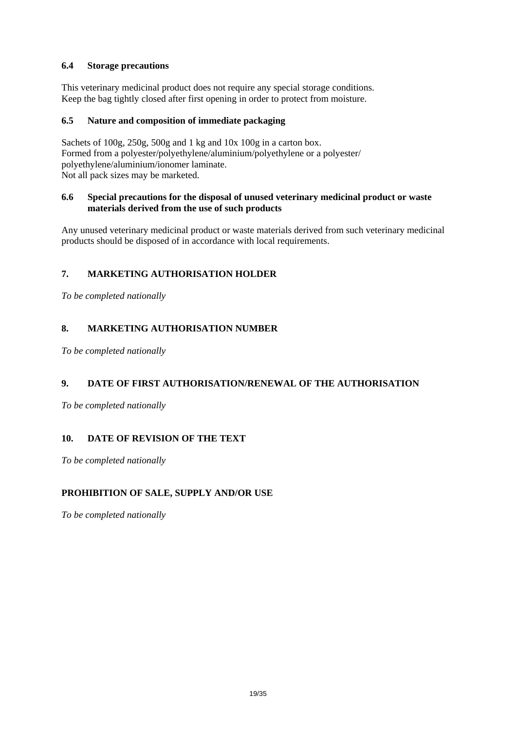### 6.4 Storage precautions

This veterinary medicinal product does not require any special storage conditions.
Keep the bag tightly closed after first opening in order to protect from moisture.

### 6.5 Nature and composition of immediate packaging

Sachets of 100g, 250g, 500g and 1 kg and 10x 100g in a carton box.
Formed from a polyester/polyethylene/aluminium/polyethylene or a polyester/polyethylene/aluminium/ionomer laminate.
Not all pack sizes may be marketed.

### 6.6 Special precautions for the disposal of unused veterinary medicinal product or waste materials derived from the use of such products

Any unused veterinary medicinal product or waste materials derived from such veterinary medicinal products should be disposed of in accordance with local requirements.

## 7. MARKETING AUTHORISATION HOLDER

*To be completed nationally*

## 8. MARKETING AUTHORISATION NUMBER

*To be completed nationally*

## 9. DATE OF FIRST AUTHORISATION/RENEWAL OF THE AUTHORISATION

*To be completed nationally*

## 10. DATE OF REVISION OF THE TEXT

*To be completed nationally*

## PROHIBITION OF SALE, SUPPLY AND/OR USE

*To be completed nationally*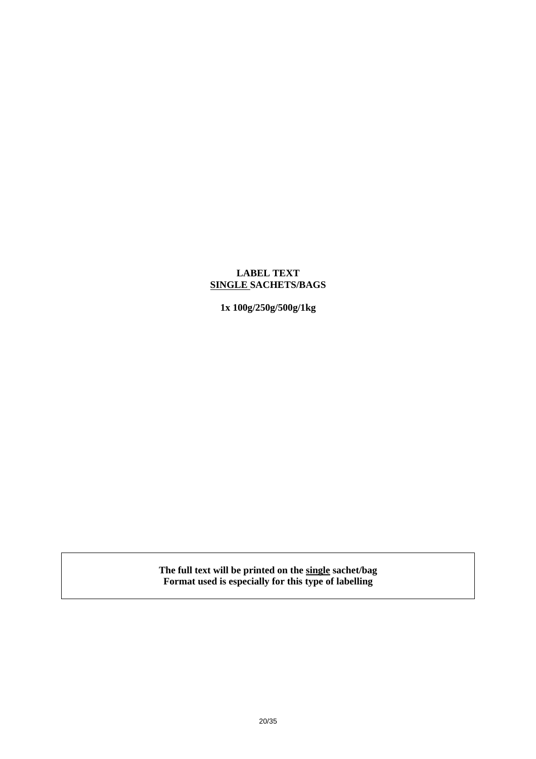**LABEL TEXT**
**SINGLE SACHETS/BAGS**

**1x 100g/250g/500g/1kg**

**The full text will be printed on the single sachet/bag**
**Format used is especially for this type of labelling**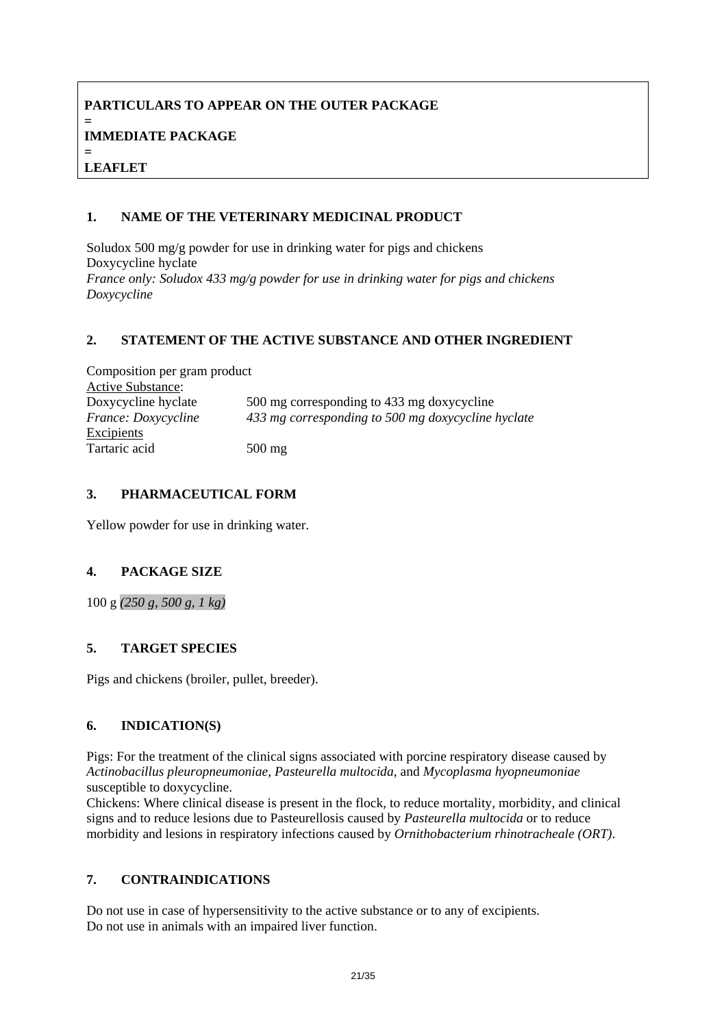**PARTICULARS TO APPEAR ON THE OUTER PACKAGE**
**=**
**IMMEDIATE PACKAGE**
**=**
**LEAFLET**

## 1. NAME OF THE VETERINARY MEDICINAL PRODUCT

Soludox 500 mg/g powder for use in drinking water for pigs and chickens
Doxycycline hyclate
*France only: Soludox 433 mg/g powder for use in drinking water for pigs and chickens*
*Doxycycline*

## 2. STATEMENT OF THE ACTIVE SUBSTANCE AND OTHER INGREDIENT

Composition per gram product

| Active Substance: | |
|---|---|
| Doxycycline hyclate | 500 mg corresponding to 433 mg doxycycline |
| *France: Doxycycline* | *433 mg corresponding to 500 mg doxycycline hyclate* |
| Excipients | |
| Tartaric acid | 500 mg |

## 3. PHARMACEUTICAL FORM

Yellow powder for use in drinking water.

## 4. PACKAGE SIZE

100 g *(250 g, 500 g, 1 kg)*

## 5. TARGET SPECIES

Pigs and chickens (broiler, pullet, breeder).

## 6. INDICATION(S)

Pigs: For the treatment of the clinical signs associated with porcine respiratory disease caused by *Actinobacillus pleuropneumoniae, Pasteurella multocida*, and *Mycoplasma hyopneumoniae* susceptible to doxycycline.
Chickens: Where clinical disease is present in the flock, to reduce mortality, morbidity, and clinical signs and to reduce lesions due to Pasteurellosis caused by *Pasteurella multocida* or to reduce morbidity and lesions in respiratory infections caused by *Ornithobacterium rhinotracheale (ORT)*.

## 7. CONTRAINDICATIONS

Do not use in case of hypersensitivity to the active substance or to any of excipients.
Do not use in animals with an impaired liver function.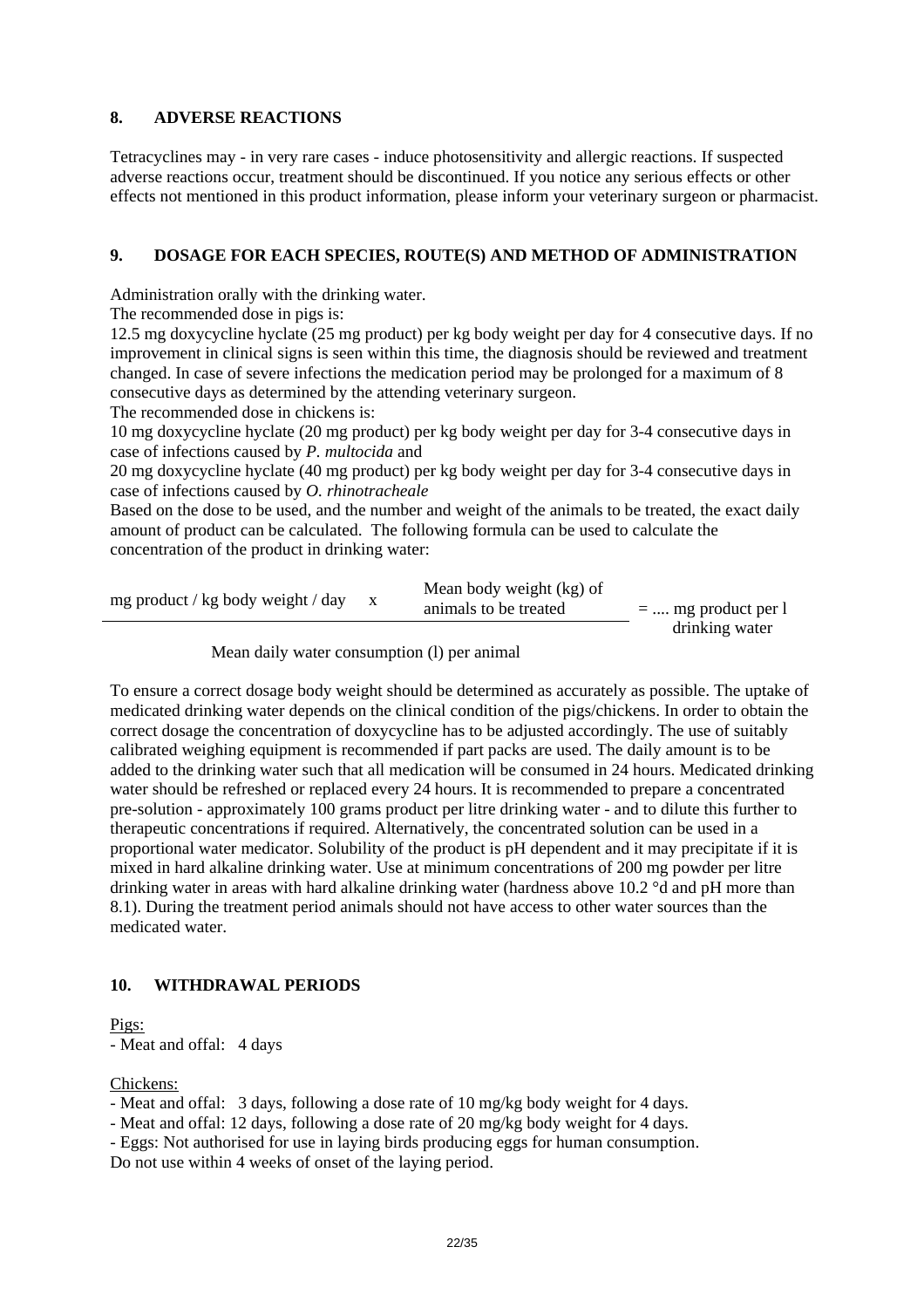## 8. ADVERSE REACTIONS

Tetracyclines may - in very rare cases - induce photosensitivity and allergic reactions. If suspected adverse reactions occur, treatment should be discontinued. If you notice any serious effects or other effects not mentioned in this product information, please inform your veterinary surgeon or pharmacist.

## 9. DOSAGE FOR EACH SPECIES, ROUTE(S) AND METHOD OF ADMINISTRATION

Administration orally with the drinking water.
The recommended dose in pigs is:
12.5 mg doxycycline hyclate (25 mg product) per kg body weight per day for 4 consecutive days. If no improvement in clinical signs is seen within this time, the diagnosis should be reviewed and treatment changed. In case of severe infections the medication period may be prolonged for a maximum of 8 consecutive days as determined by the attending veterinary surgeon.
The recommended dose in chickens is:
10 mg doxycycline hyclate (20 mg product) per kg body weight per day for 3-4 consecutive days in case of infections caused by *P. multocida* and
20 mg doxycycline hyclate (40 mg product) per kg body weight per day for 3-4 consecutive days in case of infections caused by *O. rhinotracheale*
Based on the dose to be used, and the number and weight of the animals to be treated, the exact daily amount of product can be calculated. The following formula can be used to calculate the concentration of the product in drinking water:

$$\frac{\text{mg product / kg body weight / day} \quad \times \quad \text{Mean body weight (kg) of animals to be treated}}{\text{Mean daily water consumption (l) per animal}} = \text{.... mg product per l drinking water}$$

To ensure a correct dosage body weight should be determined as accurately as possible. The uptake of medicated drinking water depends on the clinical condition of the pigs/chickens. In order to obtain the correct dosage the concentration of doxycycline has to be adjusted accordingly. The use of suitably calibrated weighing equipment is recommended if part packs are used. The daily amount is to be added to the drinking water such that all medication will be consumed in 24 hours. Medicated drinking water should be refreshed or replaced every 24 hours. It is recommended to prepare a concentrated pre-solution - approximately 100 grams product per litre drinking water - and to dilute this further to therapeutic concentrations if required. Alternatively, the concentrated solution can be used in a proportional water medicator. Solubility of the product is pH dependent and it may precipitate if it is mixed in hard alkaline drinking water. Use at minimum concentrations of 200 mg powder per litre drinking water in areas with hard alkaline drinking water (hardness above 10.2 °d and pH more than 8.1). During the treatment period animals should not have access to other water sources than the medicated water.

## 10. WITHDRAWAL PERIODS

Pigs:
- Meat and offal: 4 days

Chickens:
- Meat and offal: 3 days, following a dose rate of 10 mg/kg body weight for 4 days.
- Meat and offal: 12 days, following a dose rate of 20 mg/kg body weight for 4 days.
- Eggs: Not authorised for use in laying birds producing eggs for human consumption.

Do not use within 4 weeks of onset of the laying period.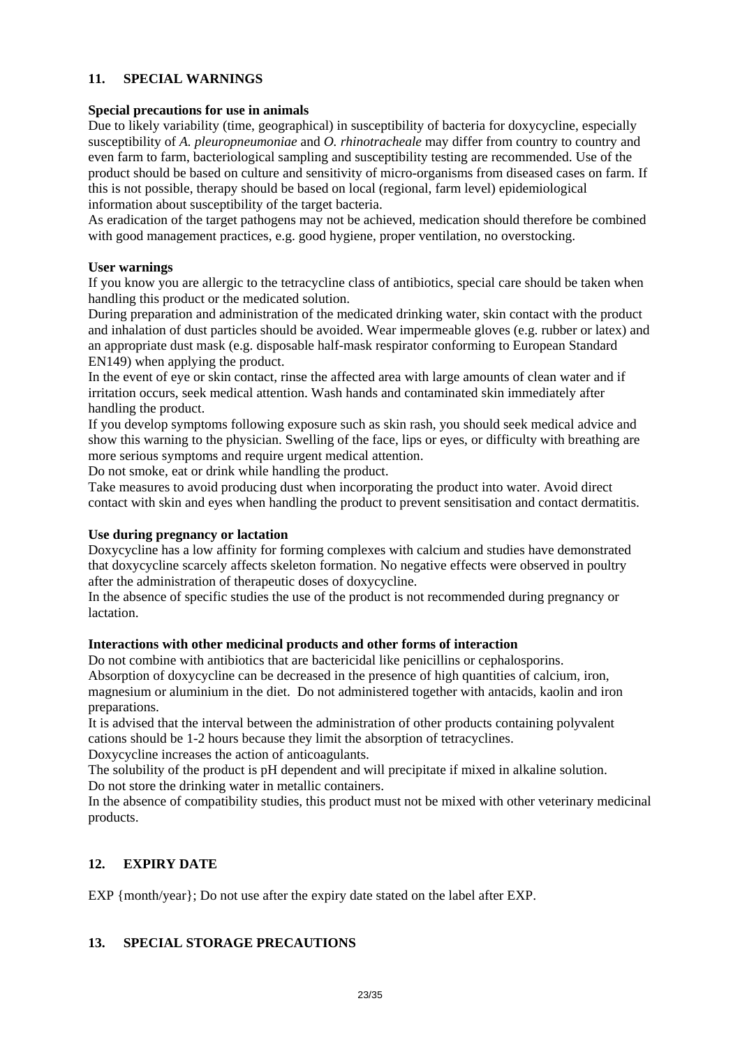## 11. SPECIAL WARNINGS

**Special precautions for use in animals**

Due to likely variability (time, geographical) in susceptibility of bacteria for doxycycline, especially susceptibility of *A. pleuropneumoniae* and *O. rhinotracheale* may differ from country to country and even farm to farm, bacteriological sampling and susceptibility testing are recommended. Use of the product should be based on culture and sensitivity of micro-organisms from diseased cases on farm. If this is not possible, therapy should be based on local (regional, farm level) epidemiological information about susceptibility of the target bacteria.

As eradication of the target pathogens may not be achieved, medication should therefore be combined with good management practices, e.g. good hygiene, proper ventilation, no overstocking.

**User warnings**

If you know you are allergic to the tetracycline class of antibiotics, special care should be taken when handling this product or the medicated solution.

During preparation and administration of the medicated drinking water, skin contact with the product and inhalation of dust particles should be avoided. Wear impermeable gloves (e.g. rubber or latex) and an appropriate dust mask (e.g. disposable half-mask respirator conforming to European Standard EN149) when applying the product.

In the event of eye or skin contact, rinse the affected area with large amounts of clean water and if irritation occurs, seek medical attention. Wash hands and contaminated skin immediately after handling the product.

If you develop symptoms following exposure such as skin rash, you should seek medical advice and show this warning to the physician. Swelling of the face, lips or eyes, or difficulty with breathing are more serious symptoms and require urgent medical attention.

Do not smoke, eat or drink while handling the product.

Take measures to avoid producing dust when incorporating the product into water. Avoid direct contact with skin and eyes when handling the product to prevent sensitisation and contact dermatitis.

**Use during pregnancy or lactation**

Doxycycline has a low affinity for forming complexes with calcium and studies have demonstrated that doxycycline scarcely affects skeleton formation. No negative effects were observed in poultry after the administration of therapeutic doses of doxycycline.

In the absence of specific studies the use of the product is not recommended during pregnancy or lactation.

**Interactions with other medicinal products and other forms of interaction**

Do not combine with antibiotics that are bactericidal like penicillins or cephalosporins.

Absorption of doxycycline can be decreased in the presence of high quantities of calcium, iron, magnesium or aluminium in the diet. Do not administered together with antacids, kaolin and iron preparations.

It is advised that the interval between the administration of other products containing polyvalent cations should be 1-2 hours because they limit the absorption of tetracyclines.

Doxycycline increases the action of anticoagulants.

The solubility of the product is pH dependent and will precipitate if mixed in alkaline solution.

Do not store the drinking water in metallic containers.

In the absence of compatibility studies, this product must not be mixed with other veterinary medicinal products.

## 12. EXPIRY DATE

EXP {month/year}; Do not use after the expiry date stated on the label after EXP.

## 13. SPECIAL STORAGE PRECAUTIONS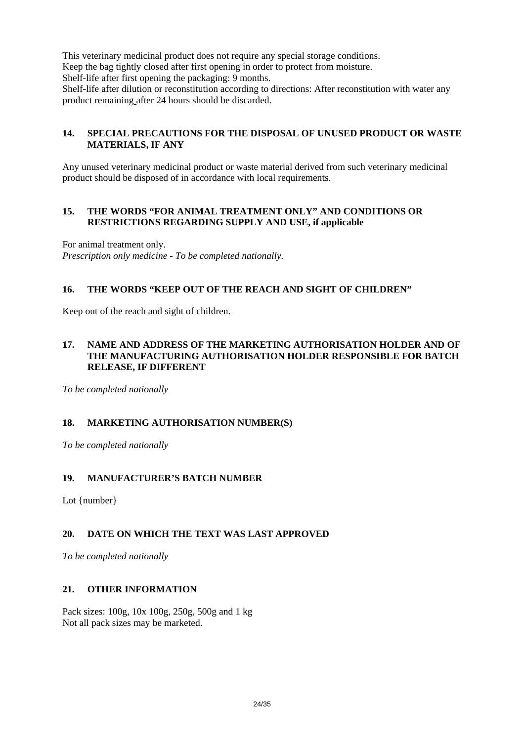This veterinary medicinal product does not require any special storage conditions.
Keep the bag tightly closed after first opening in order to protect from moisture.
Shelf-life after first opening the packaging: 9 months.
Shelf-life after dilution or reconstitution according to directions: After reconstitution with water any product remaining after 24 hours should be discarded.

## 14. SPECIAL PRECAUTIONS FOR THE DISPOSAL OF UNUSED PRODUCT OR WASTE MATERIALS, IF ANY

Any unused veterinary medicinal product or waste material derived from such veterinary medicinal product should be disposed of in accordance with local requirements.

## 15. THE WORDS "FOR ANIMAL TREATMENT ONLY" AND CONDITIONS OR RESTRICTIONS REGARDING SUPPLY AND USE, if applicable

For animal treatment only.
*Prescription only medicine - To be completed nationally.*

## 16. THE WORDS "KEEP OUT OF THE REACH AND SIGHT OF CHILDREN"

Keep out of the reach and sight of children.

## 17. NAME AND ADDRESS OF THE MARKETING AUTHORISATION HOLDER AND OF THE MANUFACTURING AUTHORISATION HOLDER RESPONSIBLE FOR BATCH RELEASE, IF DIFFERENT

*To be completed nationally*

## 18. MARKETING AUTHORISATION NUMBER(S)

*To be completed nationally*

## 19. MANUFACTURER'S BATCH NUMBER

Lot {number}

## 20. DATE ON WHICH THE TEXT WAS LAST APPROVED

*To be completed nationally*

## 21. OTHER INFORMATION

Pack sizes: 100g, 10x 100g, 250g, 500g and 1 kg
Not all pack sizes may be marketed.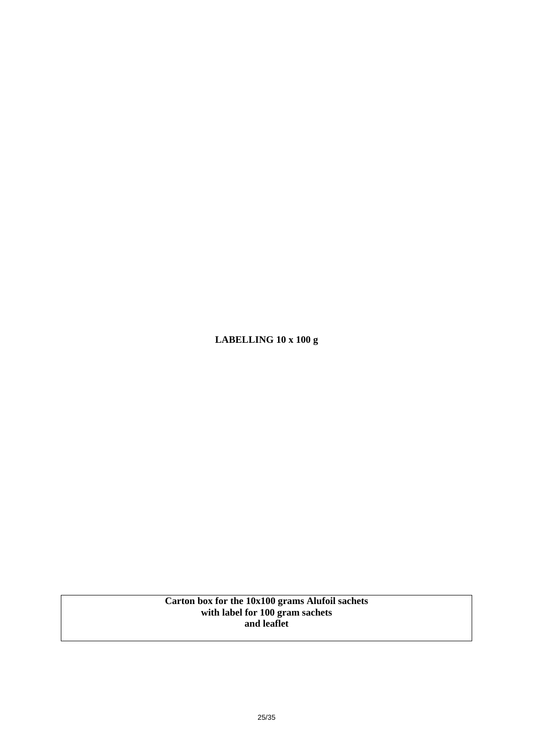**LABELLING 10 x 100 g**

| Carton box for the 10x100 grams Alufoil sachets with label for 100 gram sachets and leaflet |
|---|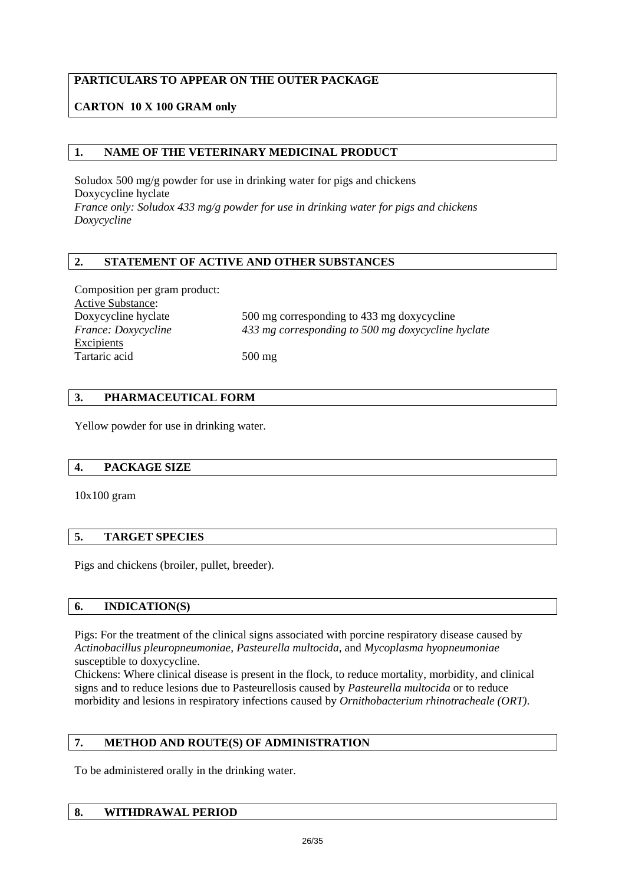**PARTICULARS TO APPEAR ON THE OUTER PACKAGE**

**CARTON 10 X 100 GRAM only**

## 1. NAME OF THE VETERINARY MEDICINAL PRODUCT

Soludox 500 mg/g powder for use in drinking water for pigs and chickens
Doxycycline hyclate
*France only: Soludox 433 mg/g powder for use in drinking water for pigs and chickens*
*Doxycycline*

## 2. STATEMENT OF ACTIVE AND OTHER SUBSTANCES

Composition per gram product:

| | |
|---|---|
| Active Substance: | |
| Doxycycline hyclate | 500 mg corresponding to 433 mg doxycycline |
| *France: Doxycycline* | *433 mg corresponding to 500 mg doxycycline hyclate* |
| Excipients | |
| Tartaric acid | 500 mg |

## 3. PHARMACEUTICAL FORM

Yellow powder for use in drinking water.

## 4. PACKAGE SIZE

10x100 gram

## 5. TARGET SPECIES

Pigs and chickens (broiler, pullet, breeder).

## 6. INDICATION(S)

Pigs: For the treatment of the clinical signs associated with porcine respiratory disease caused by *Actinobacillus pleuropneumoniae, Pasteurella multocida*, and *Mycoplasma hyopneumoniae* susceptible to doxycycline.
Chickens: Where clinical disease is present in the flock, to reduce mortality, morbidity, and clinical signs and to reduce lesions due to Pasteurellosis caused by *Pasteurella multocida* or to reduce morbidity and lesions in respiratory infections caused by *Ornithobacterium rhinotracheale (ORT)*.

## 7. METHOD AND ROUTE(S) OF ADMINISTRATION

To be administered orally in the drinking water.

## 8. WITHDRAWAL PERIOD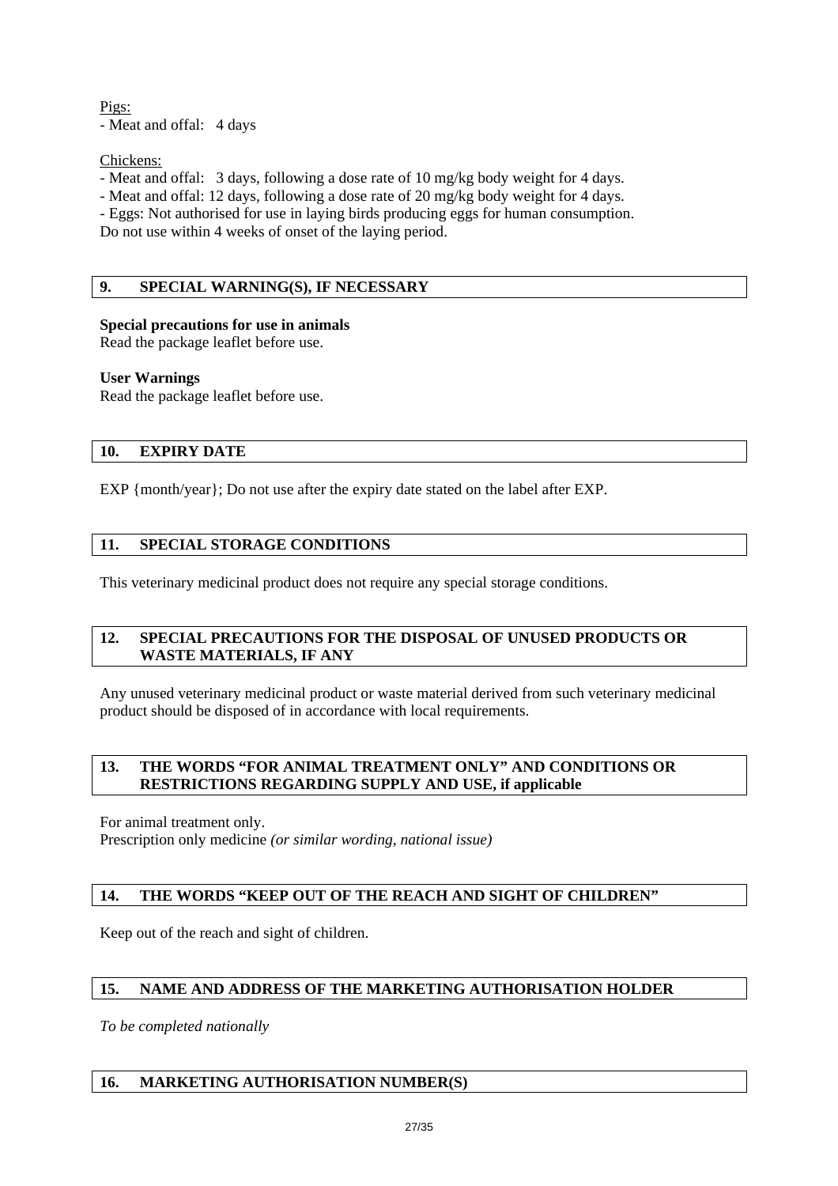Pigs:
- Meat and offal: 4 days

Chickens:
- Meat and offal: 3 days, following a dose rate of 10 mg/kg body weight for 4 days.
- Meat and offal: 12 days, following a dose rate of 20 mg/kg body weight for 4 days.
- Eggs: Not authorised for use in laying birds producing eggs for human consumption.

Do not use within 4 weeks of onset of the laying period.

## 9. SPECIAL WARNING(S), IF NECESSARY

**Special precautions for use in animals**
Read the package leaflet before use.

**User Warnings**
Read the package leaflet before use.

## 10. EXPIRY DATE

EXP {month/year}; Do not use after the expiry date stated on the label after EXP.

## 11. SPECIAL STORAGE CONDITIONS

This veterinary medicinal product does not require any special storage conditions.

## 12. SPECIAL PRECAUTIONS FOR THE DISPOSAL OF UNUSED PRODUCTS OR WASTE MATERIALS, IF ANY

Any unused veterinary medicinal product or waste material derived from such veterinary medicinal product should be disposed of in accordance with local requirements.

## 13. THE WORDS "FOR ANIMAL TREATMENT ONLY" AND CONDITIONS OR RESTRICTIONS REGARDING SUPPLY AND USE, if applicable

For animal treatment only.
Prescription only medicine *(or similar wording, national issue)*

## 14. THE WORDS "KEEP OUT OF THE REACH AND SIGHT OF CHILDREN"

Keep out of the reach and sight of children.

## 15. NAME AND ADDRESS OF THE MARKETING AUTHORISATION HOLDER

*To be completed nationally*

## 16. MARKETING AUTHORISATION NUMBER(S)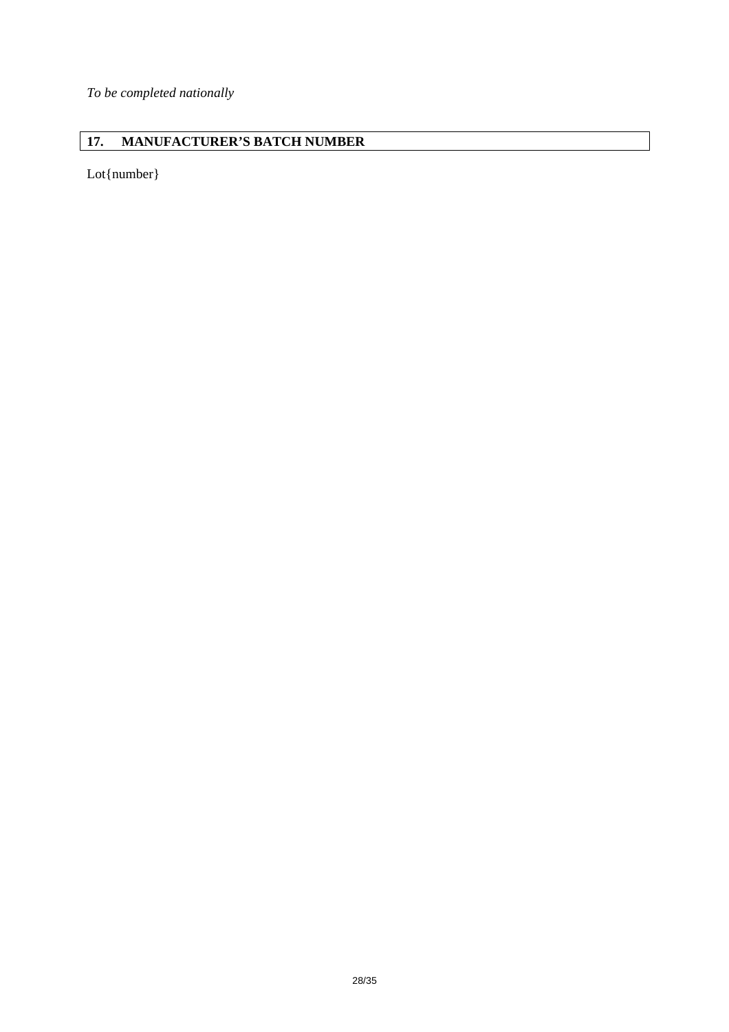*To be completed nationally*

## 17. MANUFACTURER'S BATCH NUMBER

Lot{number}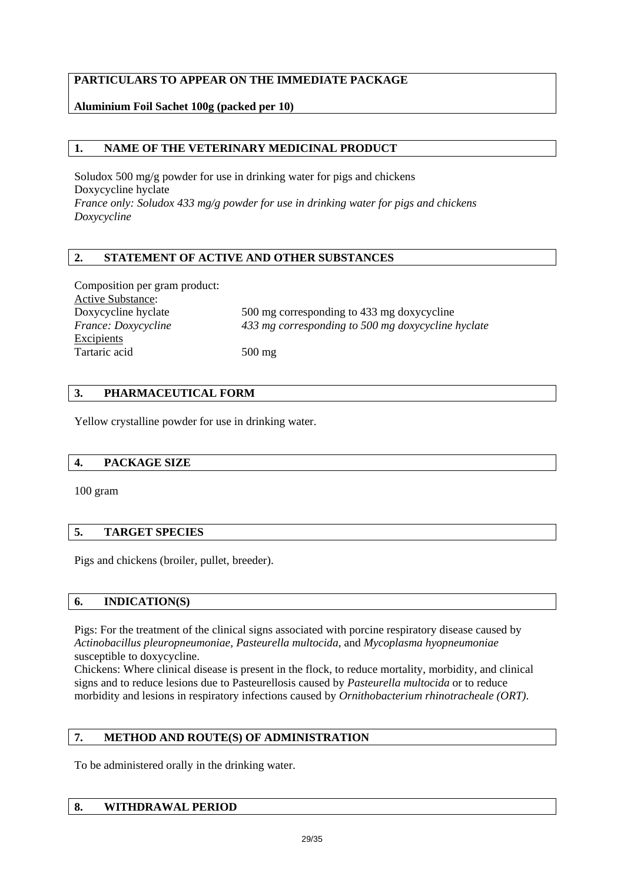**PARTICULARS TO APPEAR ON THE IMMEDIATE PACKAGE**

**Aluminium Foil Sachet 100g (packed per 10)**

## 1. NAME OF THE VETERINARY MEDICINAL PRODUCT

Soludox 500 mg/g powder for use in drinking water for pigs and chickens
Doxycycline hyclate
*France only: Soludox 433 mg/g powder for use in drinking water for pigs and chickens*
*Doxycycline*

## 2. STATEMENT OF ACTIVE AND OTHER SUBSTANCES

Composition per gram product:

| | |
|---|---|
| <u>Active Substance</u>: | |
| Doxycycline hyclate | 500 mg corresponding to 433 mg doxycycline |
| *France: Doxycycline* | *433 mg corresponding to 500 mg doxycycline hyclate* |
| <u>Excipients</u> | |
| Tartaric acid | 500 mg |

## 3. PHARMACEUTICAL FORM

Yellow crystalline powder for use in drinking water.

## 4. PACKAGE SIZE

100 gram

## 5. TARGET SPECIES

Pigs and chickens (broiler, pullet, breeder).

## 6. INDICATION(S)

Pigs: For the treatment of the clinical signs associated with porcine respiratory disease caused by *Actinobacillus pleuropneumoniae*, *Pasteurella multocida*, and *Mycoplasma hyopneumoniae* susceptible to doxycycline.
Chickens: Where clinical disease is present in the flock, to reduce mortality, morbidity, and clinical signs and to reduce lesions due to Pasteurellosis caused by *Pasteurella multocida* or to reduce morbidity and lesions in respiratory infections caused by *Ornithobacterium rhinotracheale (ORT)*.

## 7. METHOD AND ROUTE(S) OF ADMINISTRATION

To be administered orally in the drinking water.

## 8. WITHDRAWAL PERIOD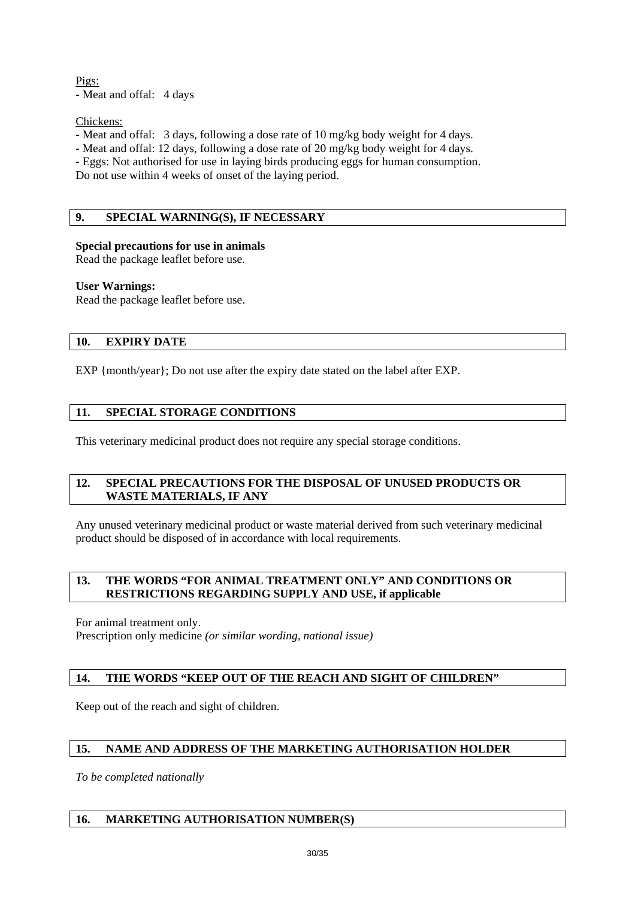Pigs:

- Meat and offal: 4 days

Chickens:

- Meat and offal: 3 days, following a dose rate of 10 mg/kg body weight for 4 days.
- Meat and offal: 12 days, following a dose rate of 20 mg/kg body weight for 4 days.
- Eggs: Not authorised for use in laying birds producing eggs for human consumption.

Do not use within 4 weeks of onset of the laying period.

## 9. SPECIAL WARNING(S), IF NECESSARY

**Special precautions for use in animals**
Read the package leaflet before use.

**User Warnings:**
Read the package leaflet before use.

## 10. EXPIRY DATE

EXP {month/year}; Do not use after the expiry date stated on the label after EXP.

## 11. SPECIAL STORAGE CONDITIONS

This veterinary medicinal product does not require any special storage conditions.

## 12. SPECIAL PRECAUTIONS FOR THE DISPOSAL OF UNUSED PRODUCTS OR WASTE MATERIALS, IF ANY

Any unused veterinary medicinal product or waste material derived from such veterinary medicinal product should be disposed of in accordance with local requirements.

## 13. THE WORDS "FOR ANIMAL TREATMENT ONLY" AND CONDITIONS OR RESTRICTIONS REGARDING SUPPLY AND USE, if applicable

For animal treatment only.
Prescription only medicine *(or similar wording, national issue)*

## 14. THE WORDS "KEEP OUT OF THE REACH AND SIGHT OF CHILDREN"

Keep out of the reach and sight of children.

## 15. NAME AND ADDRESS OF THE MARKETING AUTHORISATION HOLDER

*To be completed nationally*

## 16. MARKETING AUTHORISATION NUMBER(S)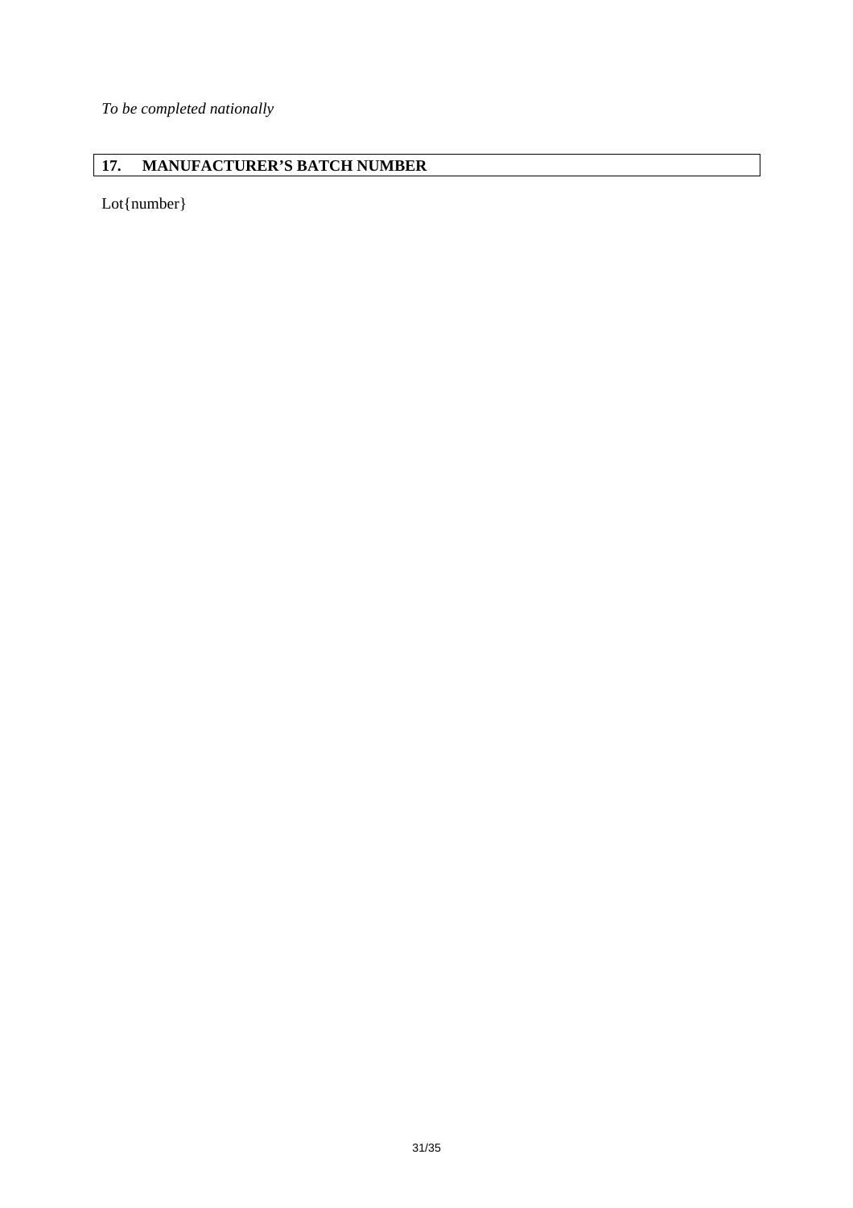*To be completed nationally*

## 17. MANUFACTURER'S BATCH NUMBER

Lot{number}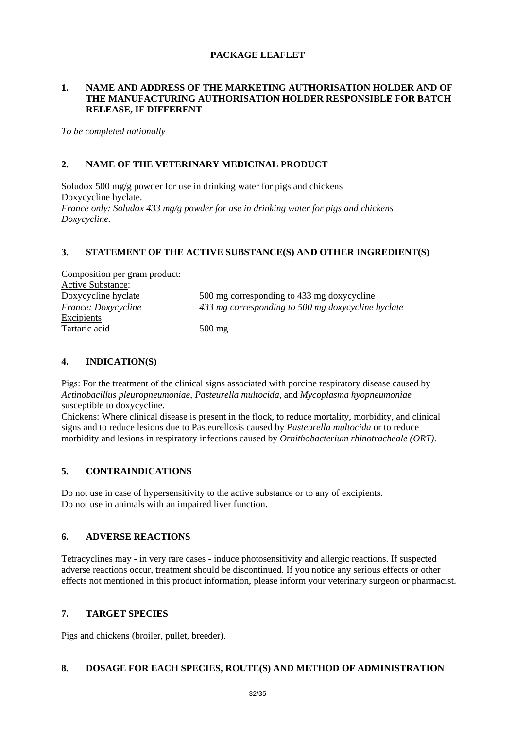**PACKAGE LEAFLET**

## 1. NAME AND ADDRESS OF THE MARKETING AUTHORISATION HOLDER AND OF THE MANUFACTURING AUTHORISATION HOLDER RESPONSIBLE FOR BATCH RELEASE, IF DIFFERENT

*To be completed nationally*

## 2. NAME OF THE VETERINARY MEDICINAL PRODUCT

Soludox 500 mg/g powder for use in drinking water for pigs and chickens
Doxycycline hyclate.
*France only: Soludox 433 mg/g powder for use in drinking water for pigs and chickens*
*Doxycycline.*

## 3. STATEMENT OF THE ACTIVE SUBSTANCE(S) AND OTHER INGREDIENT(S)

Composition per gram product:

| | |
|---|---|
| Active Substance: | |
| Doxycycline hyclate | 500 mg corresponding to 433 mg doxycycline |
| *France: Doxycycline* | *433 mg corresponding to 500 mg doxycycline hyclate* |
| Excipients | |
| Tartaric acid | 500 mg |

## 4. INDICATION(S)

Pigs: For the treatment of the clinical signs associated with porcine respiratory disease caused by *Actinobacillus pleuropneumoniae, Pasteurella multocida*, and *Mycoplasma hyopneumoniae* susceptible to doxycycline.
Chickens: Where clinical disease is present in the flock, to reduce mortality, morbidity, and clinical signs and to reduce lesions due to Pasteurellosis caused by *Pasteurella multocida* or to reduce morbidity and lesions in respiratory infections caused by *Ornithobacterium rhinotracheale (ORT)*.

## 5. CONTRAINDICATIONS

Do not use in case of hypersensitivity to the active substance or to any of excipients.
Do not use in animals with an impaired liver function.

## 6. ADVERSE REACTIONS

Tetracyclines may - in very rare cases - induce photosensitivity and allergic reactions. If suspected adverse reactions occur, treatment should be discontinued. If you notice any serious effects or other effects not mentioned in this product information, please inform your veterinary surgeon or pharmacist.

## 7. TARGET SPECIES

Pigs and chickens (broiler, pullet, breeder).

## 8. DOSAGE FOR EACH SPECIES, ROUTE(S) AND METHOD OF ADMINISTRATION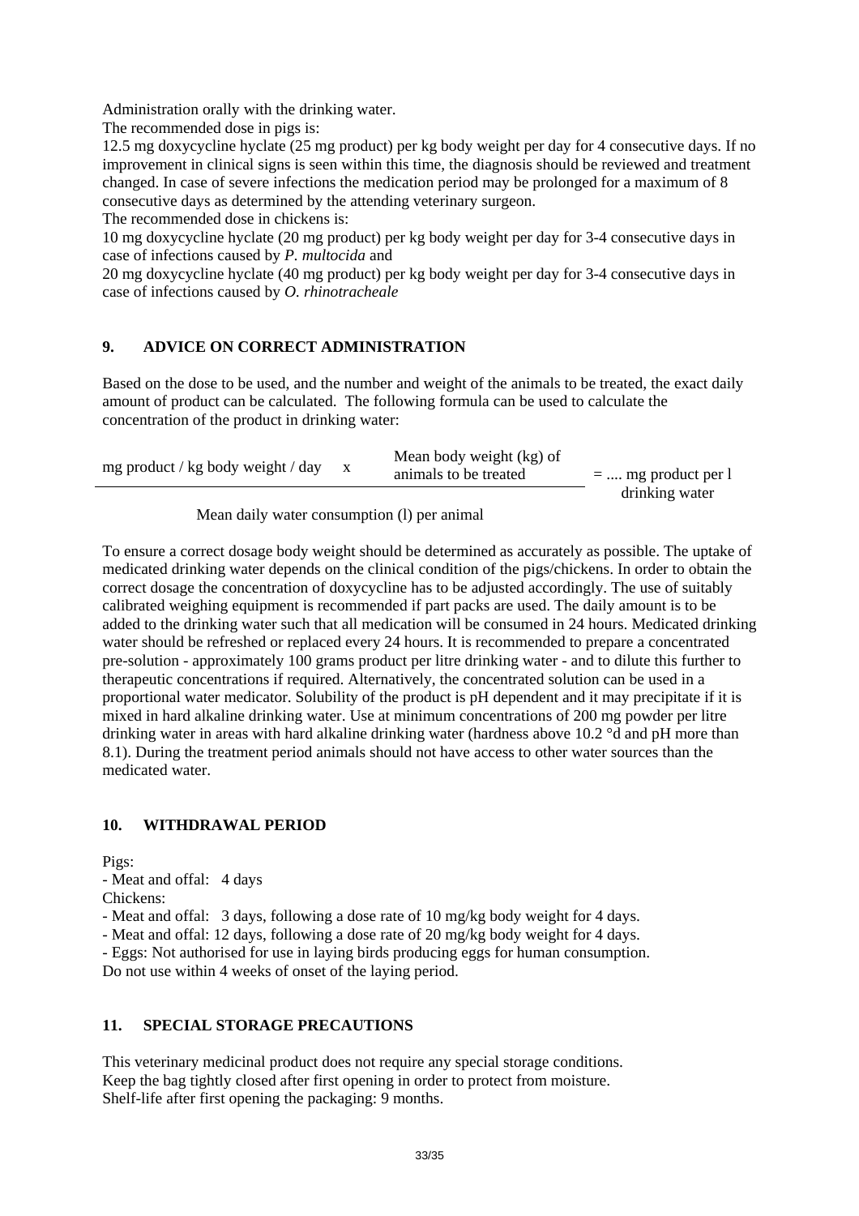Administration orally with the drinking water.

The recommended dose in pigs is:

12.5 mg doxycycline hyclate (25 mg product) per kg body weight per day for 4 consecutive days. If no improvement in clinical signs is seen within this time, the diagnosis should be reviewed and treatment changed. In case of severe infections the medication period may be prolonged for a maximum of 8 consecutive days as determined by the attending veterinary surgeon.

The recommended dose in chickens is:

10 mg doxycycline hyclate (20 mg product) per kg body weight per day for 3-4 consecutive days in case of infections caused by *P. multocida* and

20 mg doxycycline hyclate (40 mg product) per kg body weight per day for 3-4 consecutive days in case of infections caused by *O. rhinotracheale*

## 9. ADVICE ON CORRECT ADMINISTRATION

Based on the dose to be used, and the number and weight of the animals to be treated, the exact daily amount of product can be calculated. The following formula can be used to calculate the concentration of the product in drinking water:

$$\frac{\text{mg product / kg body weight / day} \times \text{Mean body weight (kg) of animals to be treated}}{\text{Mean daily water consumption (l) per animal}} = \text{.... mg product per l drinking water}$$

To ensure a correct dosage body weight should be determined as accurately as possible. The uptake of medicated drinking water depends on the clinical condition of the pigs/chickens. In order to obtain the correct dosage the concentration of doxycycline has to be adjusted accordingly. The use of suitably calibrated weighing equipment is recommended if part packs are used. The daily amount is to be added to the drinking water such that all medication will be consumed in 24 hours. Medicated drinking water should be refreshed or replaced every 24 hours. It is recommended to prepare a concentrated pre-solution - approximately 100 grams product per litre drinking water - and to dilute this further to therapeutic concentrations if required. Alternatively, the concentrated solution can be used in a proportional water medicator. Solubility of the product is pH dependent and it may precipitate if it is mixed in hard alkaline drinking water. Use at minimum concentrations of 200 mg powder per litre drinking water in areas with hard alkaline drinking water (hardness above 10.2 °d and pH more than 8.1). During the treatment period animals should not have access to other water sources than the medicated water.

## 10. WITHDRAWAL PERIOD

Pigs:

- Meat and offal: 4 days

Chickens:

- Meat and offal: 3 days, following a dose rate of 10 mg/kg body weight for 4 days.
- Meat and offal: 12 days, following a dose rate of 20 mg/kg body weight for 4 days.
- Eggs: Not authorised for use in laying birds producing eggs for human consumption.

Do not use within 4 weeks of onset of the laying period.

## 11. SPECIAL STORAGE PRECAUTIONS

This veterinary medicinal product does not require any special storage conditions.
Keep the bag tightly closed after first opening in order to protect from moisture.
Shelf-life after first opening the packaging: 9 months.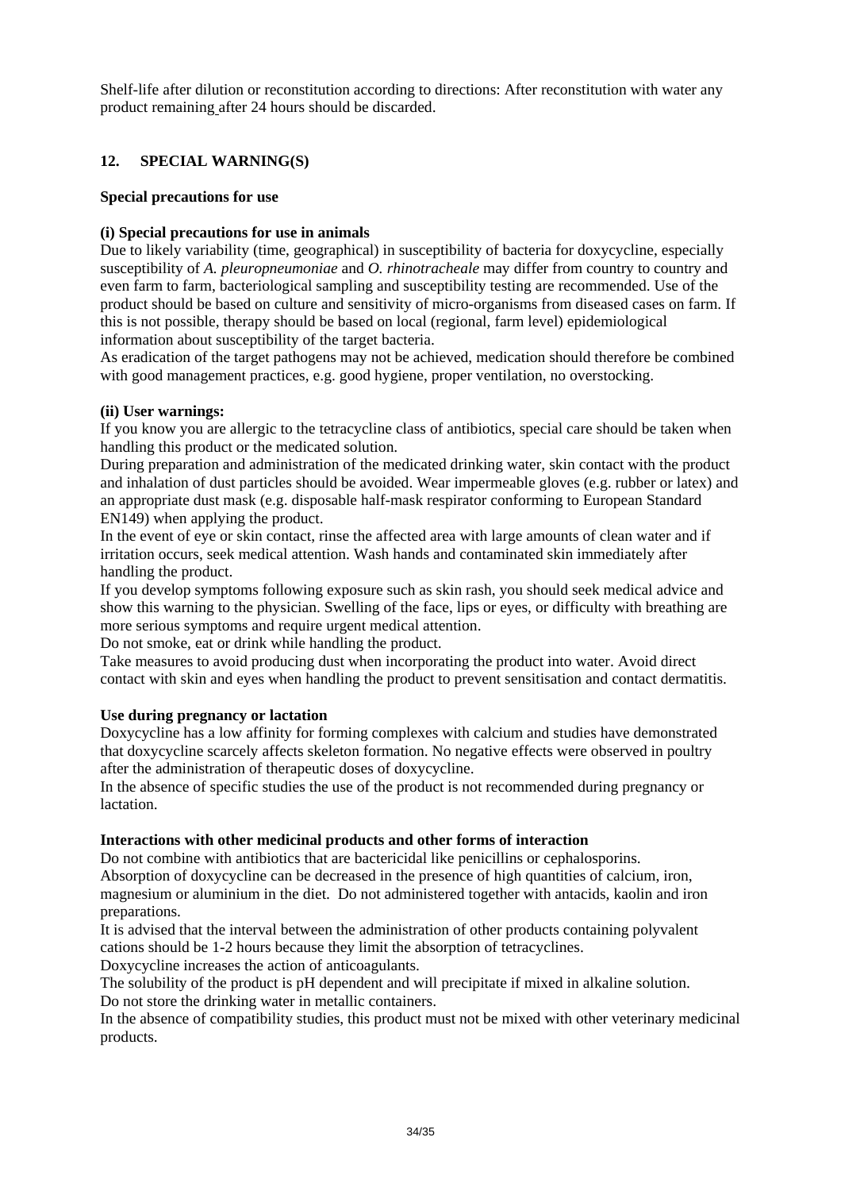Shelf-life after dilution or reconstitution according to directions: After reconstitution with water any product remaining after 24 hours should be discarded.

## 12. SPECIAL WARNING(S)

**Special precautions for use**

**(i) Special precautions for use in animals**

Due to likely variability (time, geographical) in susceptibility of bacteria for doxycycline, especially susceptibility of *A. pleuropneumoniae* and *O. rhinotracheale* may differ from country to country and even farm to farm, bacteriological sampling and susceptibility testing are recommended. Use of the product should be based on culture and sensitivity of micro-organisms from diseased cases on farm. If this is not possible, therapy should be based on local (regional, farm level) epidemiological information about susceptibility of the target bacteria.

As eradication of the target pathogens may not be achieved, medication should therefore be combined with good management practices, e.g. good hygiene, proper ventilation, no overstocking.

**(ii) User warnings:**

If you know you are allergic to the tetracycline class of antibiotics, special care should be taken when handling this product or the medicated solution.

During preparation and administration of the medicated drinking water, skin contact with the product and inhalation of dust particles should be avoided. Wear impermeable gloves (e.g. rubber or latex) and an appropriate dust mask (e.g. disposable half-mask respirator conforming to European Standard EN149) when applying the product.

In the event of eye or skin contact, rinse the affected area with large amounts of clean water and if irritation occurs, seek medical attention. Wash hands and contaminated skin immediately after handling the product.

If you develop symptoms following exposure such as skin rash, you should seek medical advice and show this warning to the physician. Swelling of the face, lips or eyes, or difficulty with breathing are more serious symptoms and require urgent medical attention.

Do not smoke, eat or drink while handling the product.

Take measures to avoid producing dust when incorporating the product into water. Avoid direct contact with skin and eyes when handling the product to prevent sensitisation and contact dermatitis.

**Use during pregnancy or lactation**

Doxycycline has a low affinity for forming complexes with calcium and studies have demonstrated that doxycycline scarcely affects skeleton formation. No negative effects were observed in poultry after the administration of therapeutic doses of doxycycline.

In the absence of specific studies the use of the product is not recommended during pregnancy or lactation.

**Interactions with other medicinal products and other forms of interaction**

Do not combine with antibiotics that are bactericidal like penicillins or cephalosporins.

Absorption of doxycycline can be decreased in the presence of high quantities of calcium, iron, magnesium or aluminium in the diet. Do not administered together with antacids, kaolin and iron preparations.

It is advised that the interval between the administration of other products containing polyvalent cations should be 1-2 hours because they limit the absorption of tetracyclines.

Doxycycline increases the action of anticoagulants.

The solubility of the product is pH dependent and will precipitate if mixed in alkaline solution.

Do not store the drinking water in metallic containers.

In the absence of compatibility studies, this product must not be mixed with other veterinary medicinal products.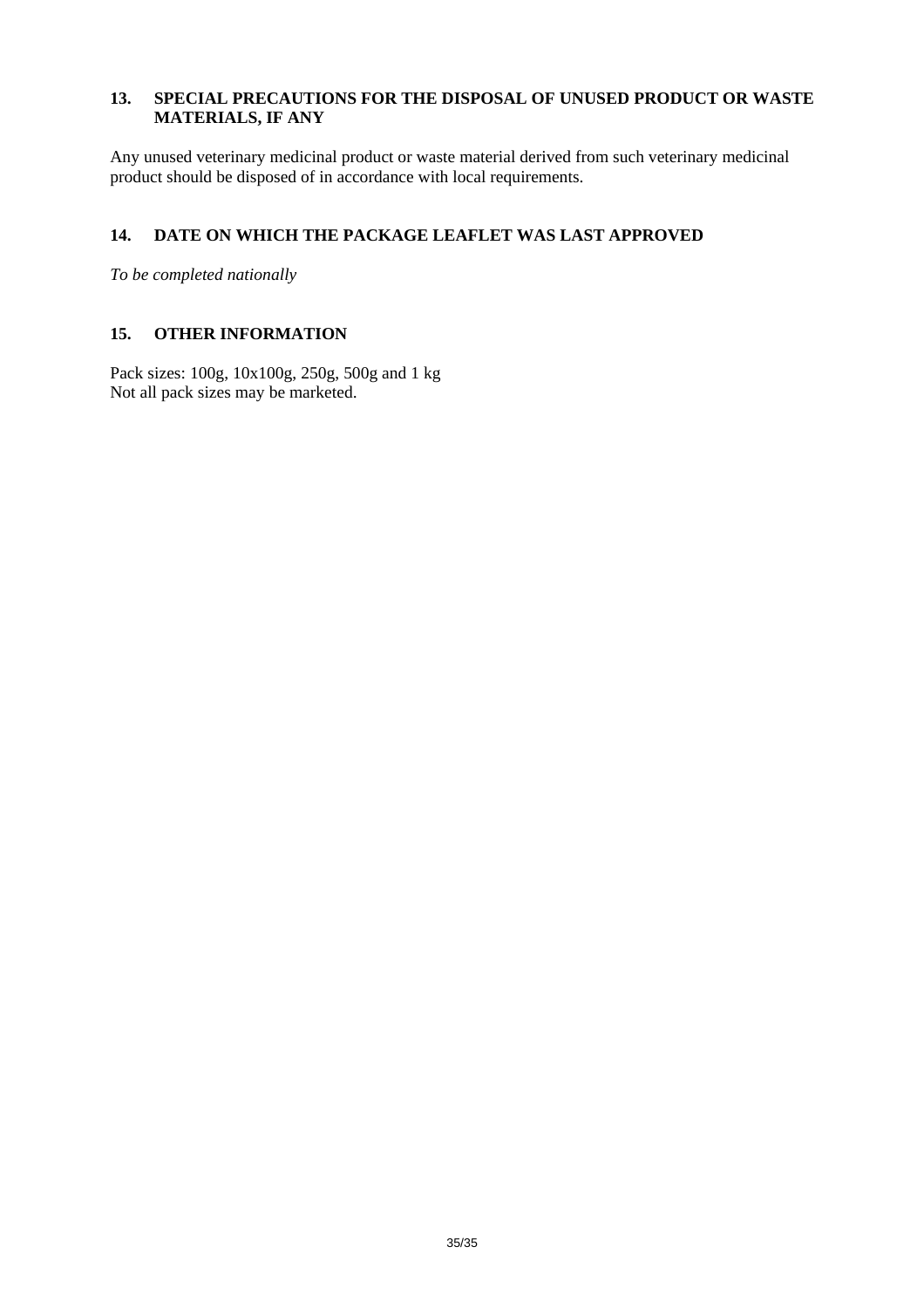## 13. SPECIAL PRECAUTIONS FOR THE DISPOSAL OF UNUSED PRODUCT OR WASTE MATERIALS, IF ANY

Any unused veterinary medicinal product or waste material derived from such veterinary medicinal product should be disposed of in accordance with local requirements.

## 14. DATE ON WHICH THE PACKAGE LEAFLET WAS LAST APPROVED

*To be completed nationally*

## 15. OTHER INFORMATION

Pack sizes: 100g, 10x100g, 250g, 500g and 1 kg
Not all pack sizes may be marketed.